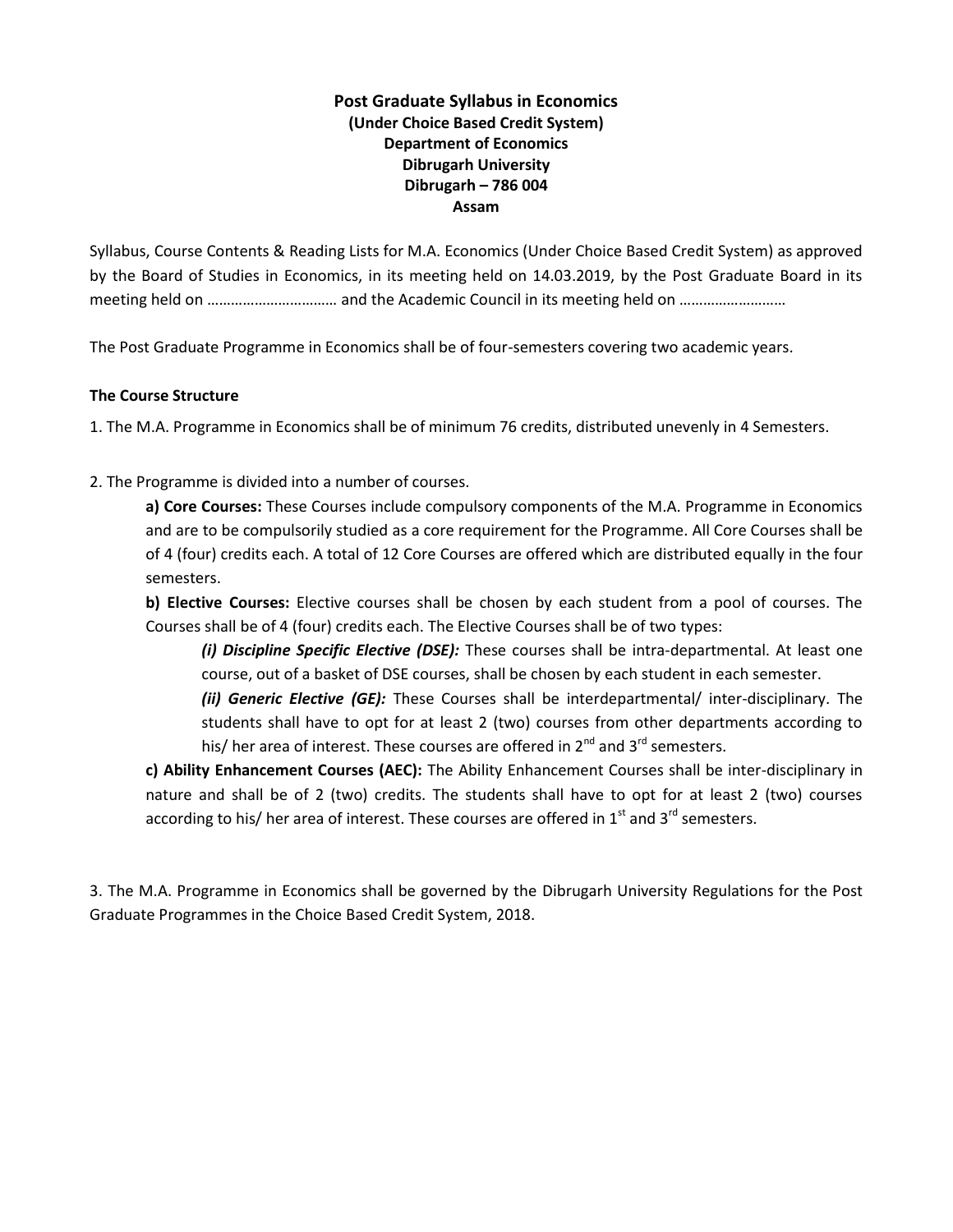# Post Graduate Syllabus in Economics

**(Under Choice Based Credit System)**
**Department of Economics**
**Dibrugarh University**
**Dibrugarh – 786 004**
**Assam**

Syllabus, Course Contents & Reading Lists for M.A. Economics (Under Choice Based Credit System) as approved by the Board of Studies in Economics, in its meeting held on 14.03.2019, by the Post Graduate Board in its meeting held on …………………………… and the Academic Council in its meeting held on ………………………

The Post Graduate Programme in Economics shall be of four-semesters covering two academic years.

### The Course Structure

1. The M.A. Programme in Economics shall be of minimum 76 credits, distributed unevenly in 4 Semesters.

2. The Programme is divided into a number of courses.

   **a) Core Courses:** These Courses include compulsory components of the M.A. Programme in Economics and are to be compulsorily studied as a core requirement for the Programme. All Core Courses shall be of 4 (four) credits each. A total of 12 Core Courses are offered which are distributed equally in the four semesters.

   **b) Elective Courses:** Elective courses shall be chosen by each student from a pool of courses. The Courses shall be of 4 (four) credits each. The Elective Courses shall be of two types:

      ***(i) Discipline Specific Elective (DSE):*** These courses shall be intra-departmental. At least one course, out of a basket of DSE courses, shall be chosen by each student in each semester.

      ***(ii) Generic Elective (GE):*** These Courses shall be interdepartmental/ inter-disciplinary. The students shall have to opt for at least 2 (two) courses from other departments according to his/ her area of interest. These courses are offered in 2nd and 3rd semesters.

   **c) Ability Enhancement Courses (AEC):** The Ability Enhancement Courses shall be inter-disciplinary in nature and shall be of 2 (two) credits. The students shall have to opt for at least 2 (two) courses according to his/ her area of interest. These courses are offered in 1st and 3rd semesters.

3. The M.A. Programme in Economics shall be governed by the Dibrugarh University Regulations for the Post Graduate Programmes in the Choice Based Credit System, 2018.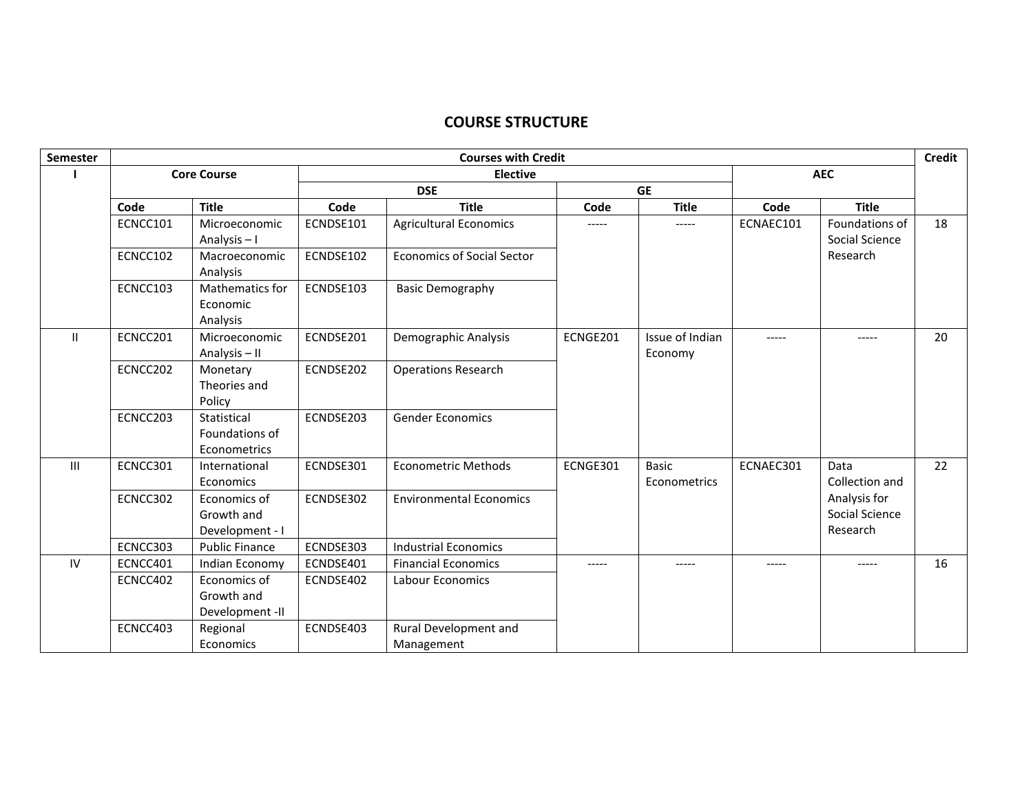# COURSE STRUCTURE

| Semester | Courses with Credit | | | | | | | | Credit |
|---|---|---|---|---|---|---|---|---|---|
| | Core Course | | Elective | | | | AEC | | |
| | | | DSE | | GE | | | | |
| | Code | Title | Code | Title | Code | Title | Code | Title | |
| I | ECNCC101 | Microeconomic Analysis – I | ECNDSE101 | Agricultural Economics | ----- | ----- | ECNAEC101 | Foundations of Social Science Research | 18 |
| | ECNCC102 | Macroeconomic Analysis | ECNDSE102 | Economics of Social Sector | | | | | |
| | ECNCC103 | Mathematics for Economic Analysis | ECNDSE103 | Basic Demography | | | | | |
| II | ECNCC201 | Microeconomic Analysis – II | ECNDSE201 | Demographic Analysis | ECNGE201 | Issue of Indian Economy | ----- | ----- | 20 |
| | ECNCC202 | Monetary Theories and Policy | ECNDSE202 | Operations Research | | | | | |
| | ECNCC203 | Statistical Foundations of Econometrics | ECNDSE203 | Gender Economics | | | | | |
| III | ECNCC301 | International Economics | ECNDSE301 | Econometric Methods | ECNGE301 | Basic Econometrics | ECNAEC301 | Data Collection and Analysis for Social Science Research | 22 |
| | ECNCC302 | Economics of Growth and Development - I | ECNDSE302 | Environmental Economics | | | | | |
| | ECNCC303 | Public Finance | ECNDSE303 | Industrial Economics | | | | | |
| IV | ECNCC401 | Indian Economy | ECNDSE401 | Financial Economics | ----- | ----- | ----- | ----- | 16 |
| | ECNCC402 | Economics of Growth and Development -II | ECNDSE402 | Labour Economics | | | | | |
| | ECNCC403 | Regional Economics | ECNDSE403 | Rural Development and Management | | | | | |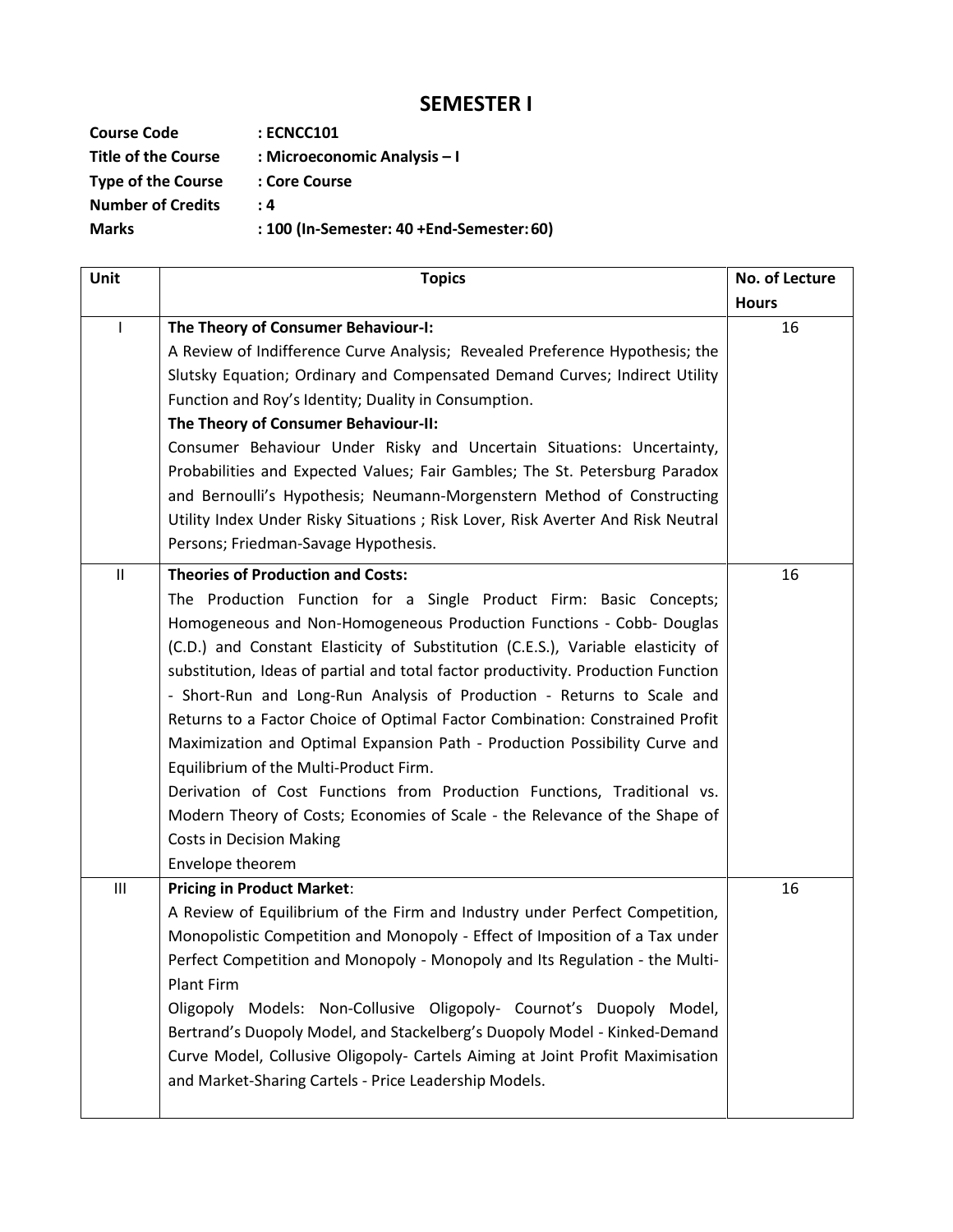# SEMESTER I

**Course Code** : **ECNCC101**
**Title of the Course** : **Microeconomic Analysis – I**
**Type of the Course** : **Core Course**
**Number of Credits** : **4**
**Marks** : **100 (In-Semester: 40 +End-Semester: 60)**

| Unit | Topics | No. of Lecture Hours |
|---|---|---|
| I | **The Theory of Consumer Behaviour-I:** A Review of Indifference Curve Analysis; Revealed Preference Hypothesis; the Slutsky Equation; Ordinary and Compensated Demand Curves; Indirect Utility Function and Roy's Identity; Duality in Consumption. **The Theory of Consumer Behaviour-II:** Consumer Behaviour Under Risky and Uncertain Situations: Uncertainty, Probabilities and Expected Values; Fair Gambles; The St. Petersburg Paradox and Bernoulli's Hypothesis; Neumann-Morgenstern Method of Constructing Utility Index Under Risky Situations ; Risk Lover, Risk Averter And Risk Neutral Persons; Friedman-Savage Hypothesis. | 16 |
| II | **Theories of Production and Costs:** The Production Function for a Single Product Firm: Basic Concepts; Homogeneous and Non-Homogeneous Production Functions - Cobb- Douglas (C.D.) and Constant Elasticity of Substitution (C.E.S.), Variable elasticity of substitution, Ideas of partial and total factor productivity. Production Function - Short-Run and Long-Run Analysis of Production - Returns to Scale and Returns to a Factor Choice of Optimal Factor Combination: Constrained Profit Maximization and Optimal Expansion Path - Production Possibility Curve and Equilibrium of the Multi-Product Firm. Derivation of Cost Functions from Production Functions, Traditional vs. Modern Theory of Costs; Economies of Scale - the Relevance of the Shape of Costs in Decision Making Envelope theorem | 16 |
| III | **Pricing in Product Market**: A Review of Equilibrium of the Firm and Industry under Perfect Competition, Monopolistic Competition and Monopoly - Effect of Imposition of a Tax under Perfect Competition and Monopoly - Monopoly and Its Regulation - the Multi-Plant Firm Oligopoly Models: Non-Collusive Oligopoly- Cournot's Duopoly Model, Bertrand's Duopoly Model, and Stackelberg's Duopoly Model - Kinked-Demand Curve Model, Collusive Oligopoly- Cartels Aiming at Joint Profit Maximisation and Market-Sharing Cartels - Price Leadership Models. | 16 |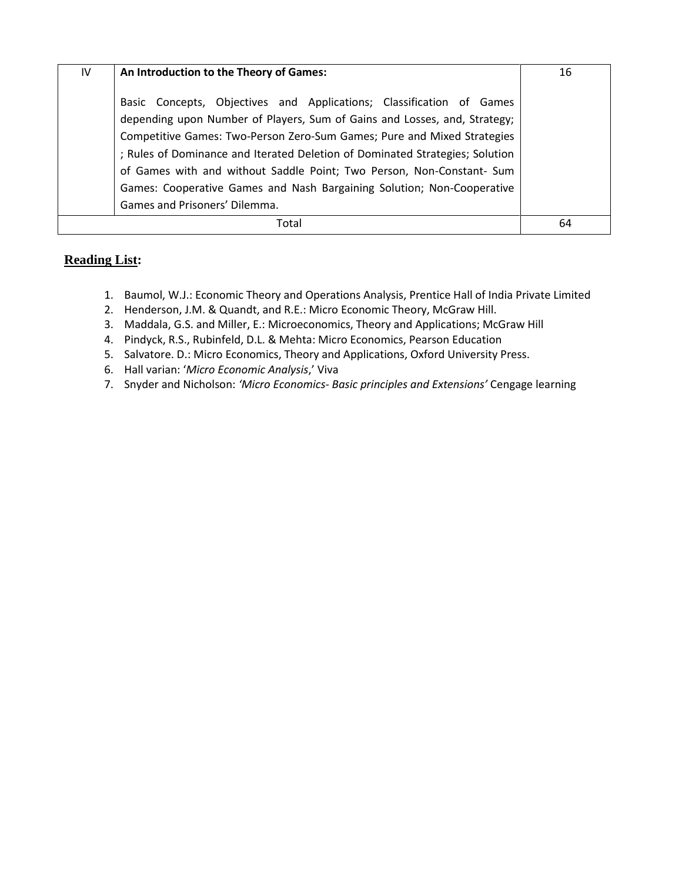| IV | **An Introduction to the Theory of Games:**<br><br>Basic Concepts, Objectives and Applications; Classification of Games depending upon Number of Players, Sum of Gains and Losses, and, Strategy; Competitive Games: Two-Person Zero-Sum Games; Pure and Mixed Strategies ; Rules of Dominance and Iterated Deletion of Dominated Strategies; Solution of Games with and without Saddle Point; Two Person, Non-Constant- Sum Games: Cooperative Games and Nash Bargaining Solution; Non-Cooperative Games and Prisoners' Dilemma. | 16 |
|---|---|---|
| | Total | 64 |

## Reading List:

1. Baumol, W.J.: Economic Theory and Operations Analysis, Prentice Hall of India Private Limited
2. Henderson, J.M. & Quandt, and R.E.: Micro Economic Theory, McGraw Hill.
3. Maddala, G.S. and Miller, E.: Microeconomics, Theory and Applications; McGraw Hill
4. Pindyck, R.S., Rubinfeld, D.L. & Mehta: Micro Economics, Pearson Education
5. Salvatore. D.: Micro Economics, Theory and Applications, Oxford University Press.
6. Hall varian: '*Micro Economic Analysis*,' Viva
7. Snyder and Nicholson: *'Micro Economics- Basic principles and Extensions'* Cengage learning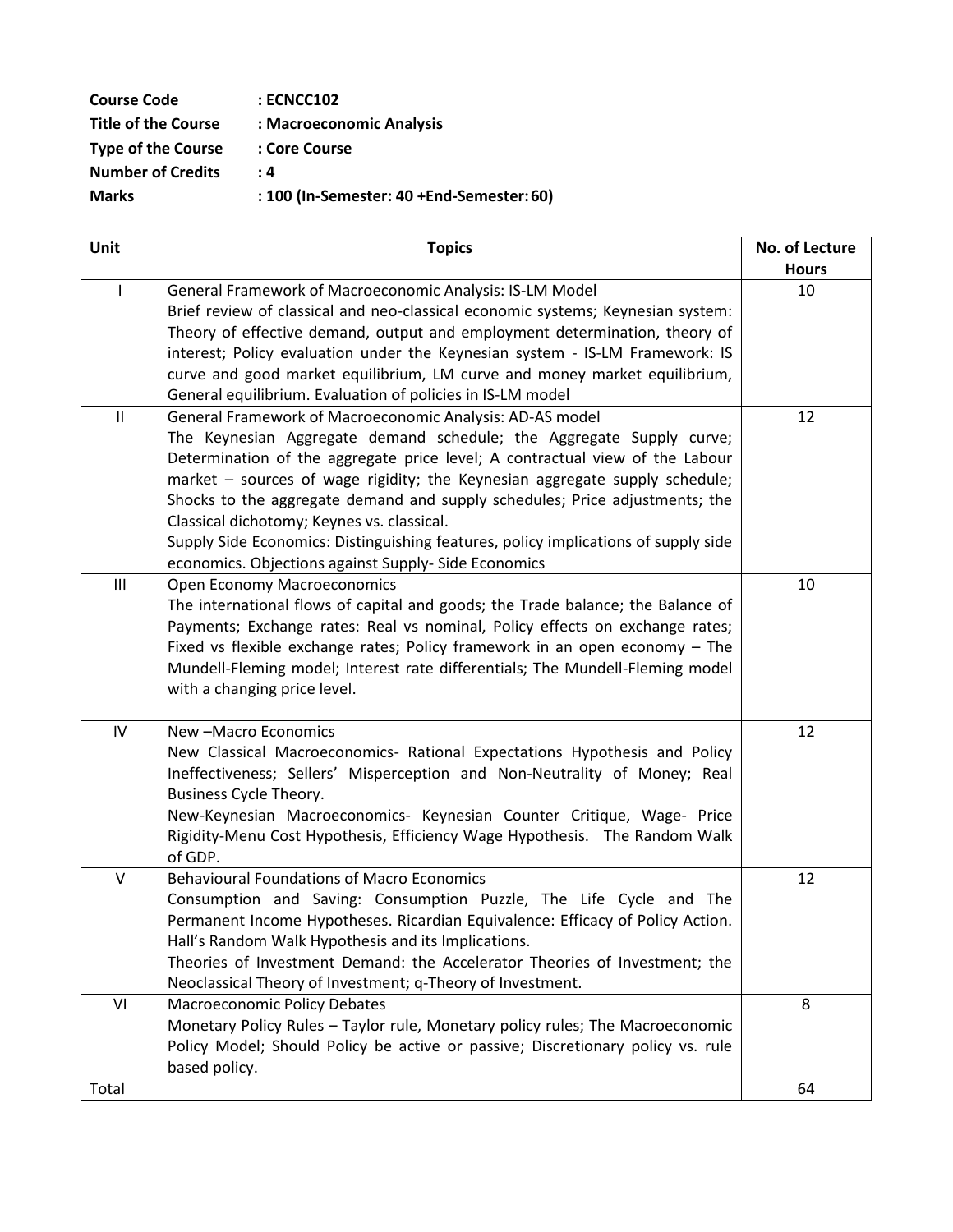**Course Code** : **ECNCC102**
**Title of the Course** : **Macroeconomic Analysis**
**Type of the Course** : **Core Course**
**Number of Credits** : **4**
**Marks** : **100 (In-Semester: 40 +End-Semester: 60)**

| Unit | Topics | No. of Lecture Hours |
|---|---|---|
| I | General Framework of Macroeconomic Analysis: IS-LM Model<br>Brief review of classical and neo-classical economic systems; Keynesian system: Theory of effective demand, output and employment determination, theory of interest; Policy evaluation under the Keynesian system - IS-LM Framework: IS curve and good market equilibrium, LM curve and money market equilibrium, General equilibrium. Evaluation of policies in IS-LM model | 10 |
| II | General Framework of Macroeconomic Analysis: AD-AS model<br>The Keynesian Aggregate demand schedule; the Aggregate Supply curve; Determination of the aggregate price level; A contractual view of the Labour market – sources of wage rigidity; the Keynesian aggregate supply schedule; Shocks to the aggregate demand and supply schedules; Price adjustments; the Classical dichotomy; Keynes vs. classical.<br>Supply Side Economics: Distinguishing features, policy implications of supply side economics. Objections against Supply- Side Economics | 12 |
| III | Open Economy Macroeconomics<br>The international flows of capital and goods; the Trade balance; the Balance of Payments; Exchange rates: Real vs nominal, Policy effects on exchange rates; Fixed vs flexible exchange rates; Policy framework in an open economy – The Mundell-Fleming model; Interest rate differentials; The Mundell-Fleming model with a changing price level. | 10 |
| IV | New –Macro Economics<br>New Classical Macroeconomics- Rational Expectations Hypothesis and Policy Ineffectiveness; Sellers' Misperception and Non-Neutrality of Money; Real Business Cycle Theory.<br>New-Keynesian Macroeconomics- Keynesian Counter Critique, Wage- Price Rigidity-Menu Cost Hypothesis, Efficiency Wage Hypothesis. The Random Walk of GDP. | 12 |
| V | Behavioural Foundations of Macro Economics<br>Consumption and Saving: Consumption Puzzle, The Life Cycle and The Permanent Income Hypotheses. Ricardian Equivalence: Efficacy of Policy Action. Hall's Random Walk Hypothesis and its Implications.<br>Theories of Investment Demand: the Accelerator Theories of Investment; the Neoclassical Theory of Investment; q-Theory of Investment. | 12 |
| VI | Macroeconomic Policy Debates<br>Monetary Policy Rules – Taylor rule, Monetary policy rules; The Macroeconomic Policy Model; Should Policy be active or passive; Discretionary policy vs. rule based policy. | 8 |
| Total | | 64 |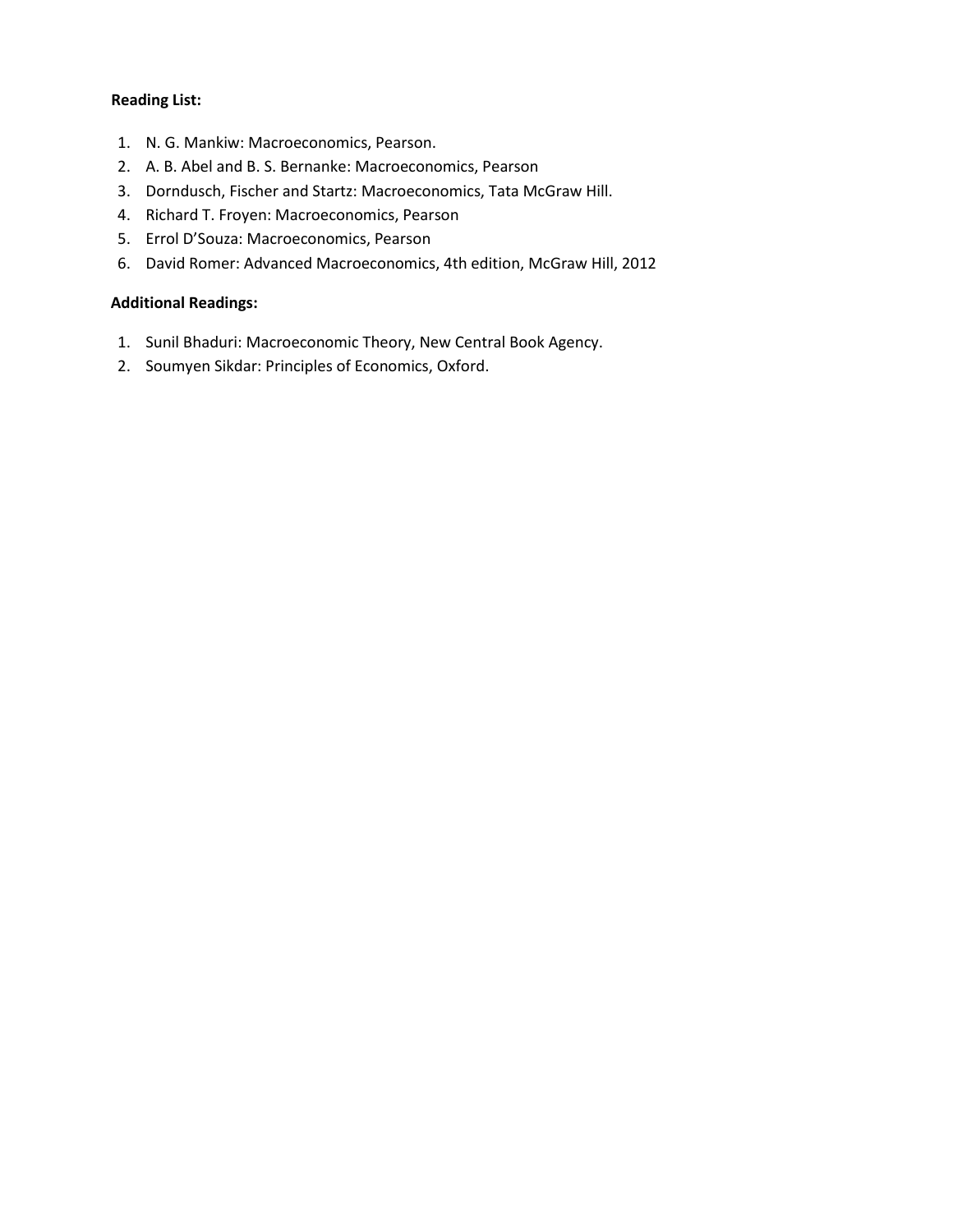**Reading List:**

1. N. G. Mankiw: Macroeconomics, Pearson.
2. A. B. Abel and B. S. Bernanke: Macroeconomics, Pearson
3. Dorndusch, Fischer and Startz: Macroeconomics, Tata McGraw Hill.
4. Richard T. Froyen: Macroeconomics, Pearson
5. Errol D'Souza: Macroeconomics, Pearson
6. David Romer: Advanced Macroeconomics, 4th edition, McGraw Hill, 2012

**Additional Readings:**

1. Sunil Bhaduri: Macroeconomic Theory, New Central Book Agency.
2. Soumyen Sikdar: Principles of Economics, Oxford.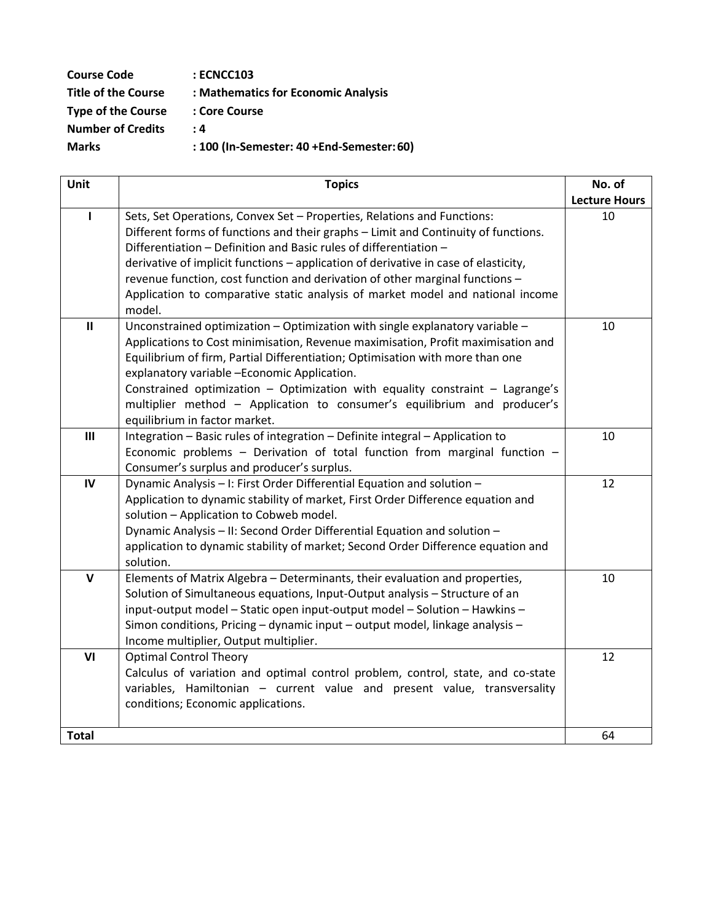**Course Code** : **ECNCC103**
**Title of the Course** : **Mathematics for Economic Analysis**
**Type of the Course** : **Core Course**
**Number of Credits** : **4**
**Marks** : **100 (In-Semester: 40 +End-Semester: 60)**

| Unit | Topics | No. of Lecture Hours |
|---|---|---|
| I | Sets, Set Operations, Convex Set – Properties, Relations and Functions: Different forms of functions and their graphs – Limit and Continuity of functions. Differentiation – Definition and Basic rules of differentiation – derivative of implicit functions – application of derivative in case of elasticity, revenue function, cost function and derivation of other marginal functions – Application to comparative static analysis of market model and national income model. | 10 |
| II | Unconstrained optimization – Optimization with single explanatory variable – Applications to Cost minimisation, Revenue maximisation, Profit maximisation and Equilibrium of firm, Partial Differentiation; Optimisation with more than one explanatory variable –Economic Application. Constrained optimization – Optimization with equality constraint – Lagrange's multiplier method – Application to consumer's equilibrium and producer's equilibrium in factor market. | 10 |
| III | Integration – Basic rules of integration – Definite integral – Application to Economic problems – Derivation of total function from marginal function – Consumer's surplus and producer's surplus. | 10 |
| IV | Dynamic Analysis – I: First Order Differential Equation and solution – Application to dynamic stability of market, First Order Difference equation and solution – Application to Cobweb model. Dynamic Analysis – II: Second Order Differential Equation and solution – application to dynamic stability of market; Second Order Difference equation and solution. | 12 |
| V | Elements of Matrix Algebra – Determinants, their evaluation and properties, Solution of Simultaneous equations, Input-Output analysis – Structure of an input-output model – Static open input-output model – Solution – Hawkins – Simon conditions, Pricing – dynamic input – output model, linkage analysis – Income multiplier, Output multiplier. | 10 |
| VI | Optimal Control Theory<br>Calculus of variation and optimal control problem, control, state, and co-state variables, Hamiltonian – current value and present value, transversality conditions; Economic applications. | 12 |
| **Total** | | 64 |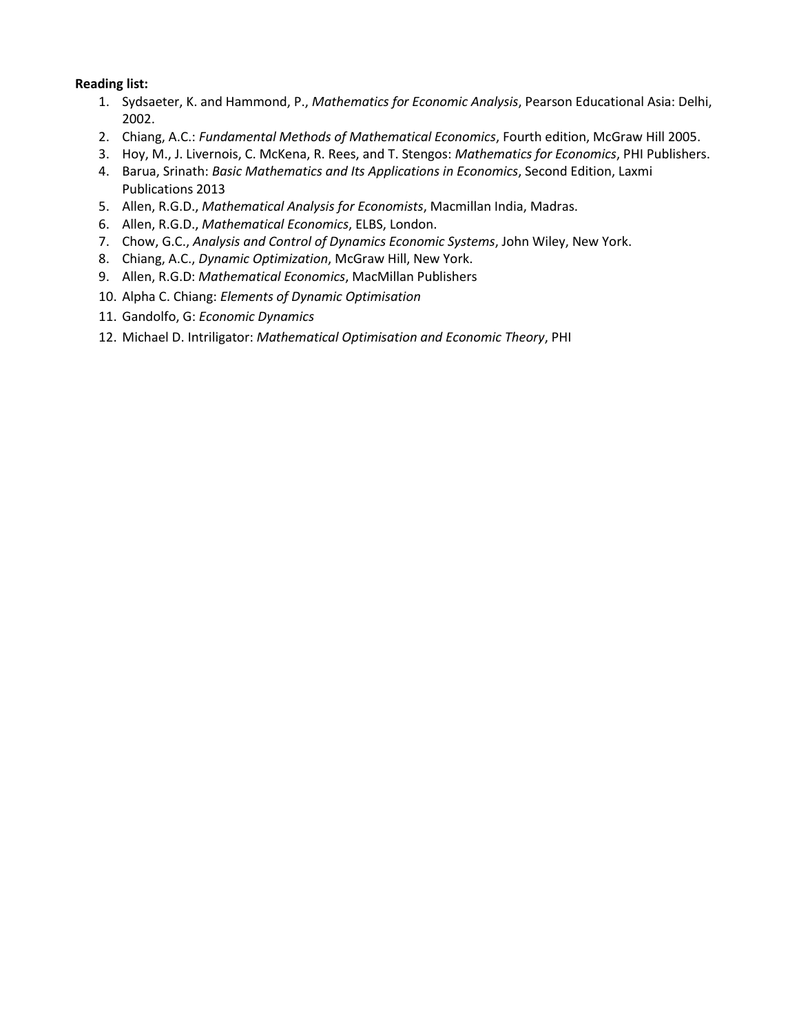**Reading list:**

1. Sydsaeter, K. and Hammond, P., *Mathematics for Economic Analysis*, Pearson Educational Asia: Delhi, 2002.
2. Chiang, A.C.: *Fundamental Methods of Mathematical Economics*, Fourth edition, McGraw Hill 2005.
3. Hoy, M., J. Livernois, C. McKena, R. Rees, and T. Stengos: *Mathematics for Economics*, PHI Publishers.
4. Barua, Srinath: *Basic Mathematics and Its Applications in Economics*, Second Edition, Laxmi Publications 2013
5. Allen, R.G.D., *Mathematical Analysis for Economists*, Macmillan India, Madras.
6. Allen, R.G.D., *Mathematical Economics*, ELBS, London.
7. Chow, G.C., *Analysis and Control of Dynamics Economic Systems*, John Wiley, New York.
8. Chiang, A.C., *Dynamic Optimization*, McGraw Hill, New York.
9. Allen, R.G.D: *Mathematical Economics*, MacMillan Publishers
10. Alpha C. Chiang: *Elements of Dynamic Optimisation*
11. Gandolfo, G: *Economic Dynamics*
12. Michael D. Intriligator: *Mathematical Optimisation and Economic Theory*, PHI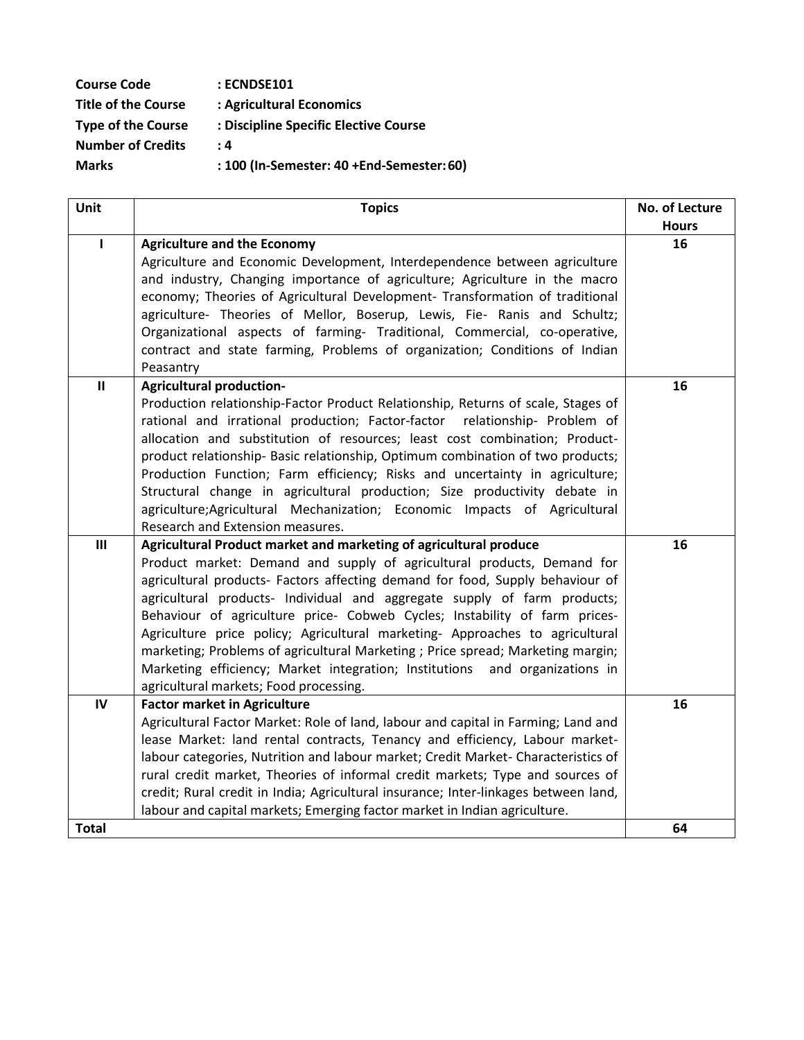**Course Code** : **ECNDSE101**
**Title of the Course** : **Agricultural Economics**
**Type of the Course** : **Discipline Specific Elective Course**
**Number of Credits** : **4**
**Marks** : **100 (In-Semester: 40 +End-Semester: 60)**

| Unit | Topics | No. of Lecture Hours |
|---|---|---|
| I | **Agriculture and the Economy**<br>Agriculture and Economic Development, Interdependence between agriculture and industry, Changing importance of agriculture; Agriculture in the macro economy; Theories of Agricultural Development- Transformation of traditional agriculture- Theories of Mellor, Boserup, Lewis, Fie- Ranis and Schultz; Organizational aspects of farming- Traditional, Commercial, co-operative, contract and state farming, Problems of organization; Conditions of Indian Peasantry | 16 |
| II | **Agricultural production-**<br>Production relationship-Factor Product Relationship, Returns of scale, Stages of rational and irrational production; Factor-factor relationship- Problem of allocation and substitution of resources; least cost combination; Product-product relationship- Basic relationship, Optimum combination of two products; Production Function; Farm efficiency; Risks and uncertainty in agriculture; Structural change in agricultural production; Size productivity debate in agriculture;Agricultural Mechanization; Economic Impacts of Agricultural Research and Extension measures. | 16 |
| III | **Agricultural Product market and marketing of agricultural produce**<br>Product market: Demand and supply of agricultural products, Demand for agricultural products- Factors affecting demand for food, Supply behaviour of agricultural products- Individual and aggregate supply of farm products; Behaviour of agriculture price- Cobweb Cycles; Instability of farm prices- Agriculture price policy; Agricultural marketing- Approaches to agricultural marketing; Problems of agricultural Marketing ; Price spread; Marketing margin; Marketing efficiency; Market integration; Institutions and organizations in agricultural markets; Food processing. | 16 |
| IV | **Factor market in Agriculture**<br>Agricultural Factor Market: Role of land, labour and capital in Farming; Land and lease Market: land rental contracts, Tenancy and efficiency, Labour market- labour categories, Nutrition and labour market; Credit Market- Characteristics of rural credit market, Theories of informal credit markets; Type and sources of credit; Rural credit in India; Agricultural insurance; Inter-linkages between land, labour and capital markets; Emerging factor market in Indian agriculture. | 16 |
| **Total** | | **64** |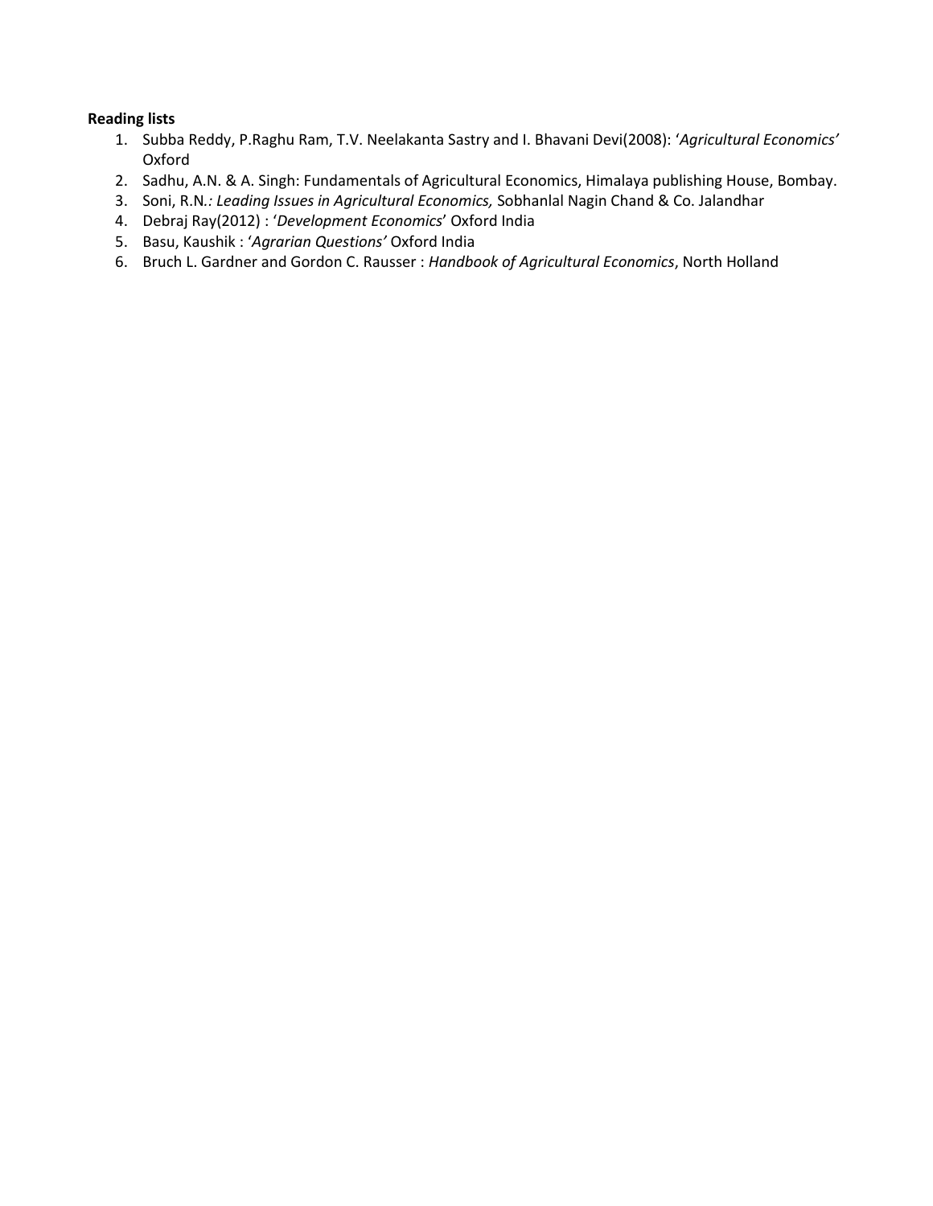**Reading lists**

1. Subba Reddy, P.Raghu Ram, T.V. Neelakanta Sastry and I. Bhavani Devi(2008): '*Agricultural Economics*' Oxford
2. Sadhu, A.N. & A. Singh: Fundamentals of Agricultural Economics, Himalaya publishing House, Bombay.
3. Soni, R.N*.: Leading Issues in Agricultural Economics,* Sobhanlal Nagin Chand & Co. Jalandhar
4. Debraj Ray(2012) : '*Development Economics*' Oxford India
5. Basu, Kaushik : '*Agrarian Questions'* Oxford India
6. Bruch L. Gardner and Gordon C. Rausser : *Handbook of Agricultural Economics*, North Holland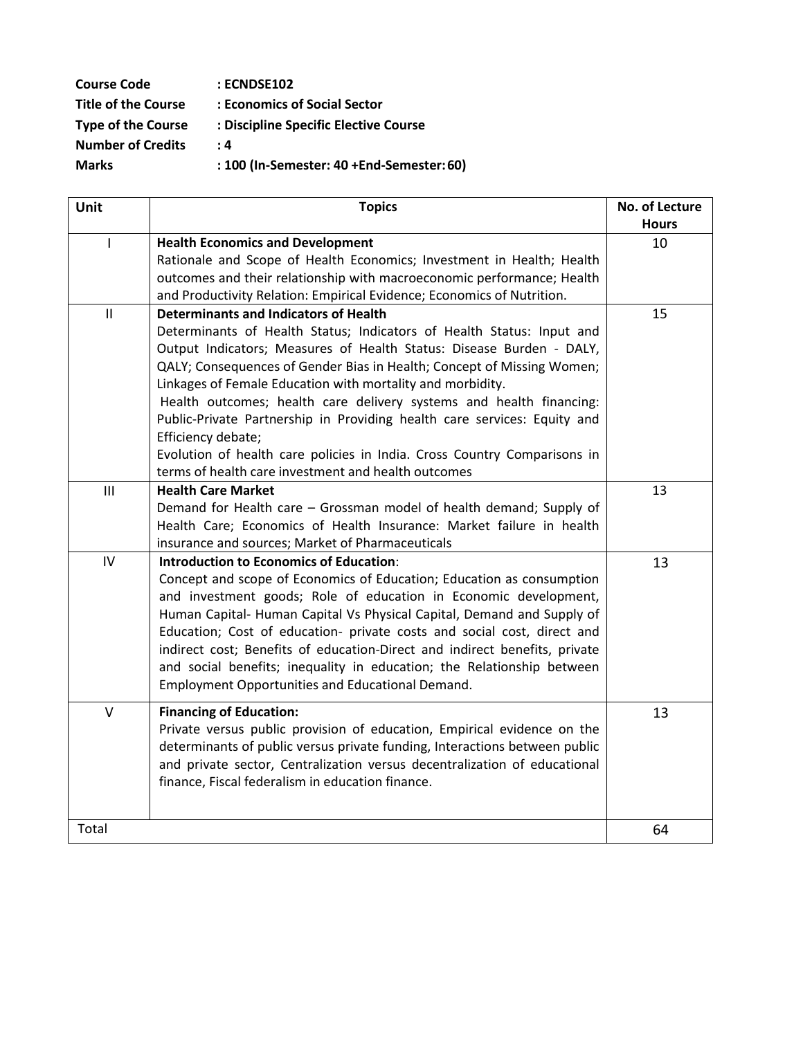**Course Code** : **ECNDSE102**
**Title of the Course** : **Economics of Social Sector**
**Type of the Course** : **Discipline Specific Elective Course**
**Number of Credits** : **4**
**Marks** : **100 (In-Semester: 40 +End-Semester: 60)**

| Unit | Topics | No. of Lecture Hours |
|---|---|---|
| I | **Health Economics and Development**<br>Rationale and Scope of Health Economics; Investment in Health; Health outcomes and their relationship with macroeconomic performance; Health and Productivity Relation: Empirical Evidence; Economics of Nutrition. | 10 |
| II | **Determinants and Indicators of Health**<br>Determinants of Health Status; Indicators of Health Status: Input and Output Indicators; Measures of Health Status: Disease Burden - DALY, QALY; Consequences of Gender Bias in Health; Concept of Missing Women; Linkages of Female Education with mortality and morbidity.<br>Health outcomes; health care delivery systems and health financing: Public-Private Partnership in Providing health care services: Equity and Efficiency debate;<br>Evolution of health care policies in India. Cross Country Comparisons in terms of health care investment and health outcomes | 15 |
| III | **Health Care Market**<br>Demand for Health care – Grossman model of health demand; Supply of Health Care; Economics of Health Insurance: Market failure in health insurance and sources; Market of Pharmaceuticals | 13 |
| IV | **Introduction to Economics of Education**:<br>Concept and scope of Economics of Education; Education as consumption and investment goods; Role of education in Economic development, Human Capital- Human Capital Vs Physical Capital, Demand and Supply of Education; Cost of education- private costs and social cost, direct and indirect cost; Benefits of education-Direct and indirect benefits, private and social benefits; inequality in education; the Relationship between Employment Opportunities and Educational Demand. | 13 |
| V | **Financing of Education:**<br>Private versus public provision of education, Empirical evidence on the determinants of public versus private funding, Interactions between public and private sector, Centralization versus decentralization of educational finance, Fiscal federalism in education finance. | 13 |
| Total | | 64 |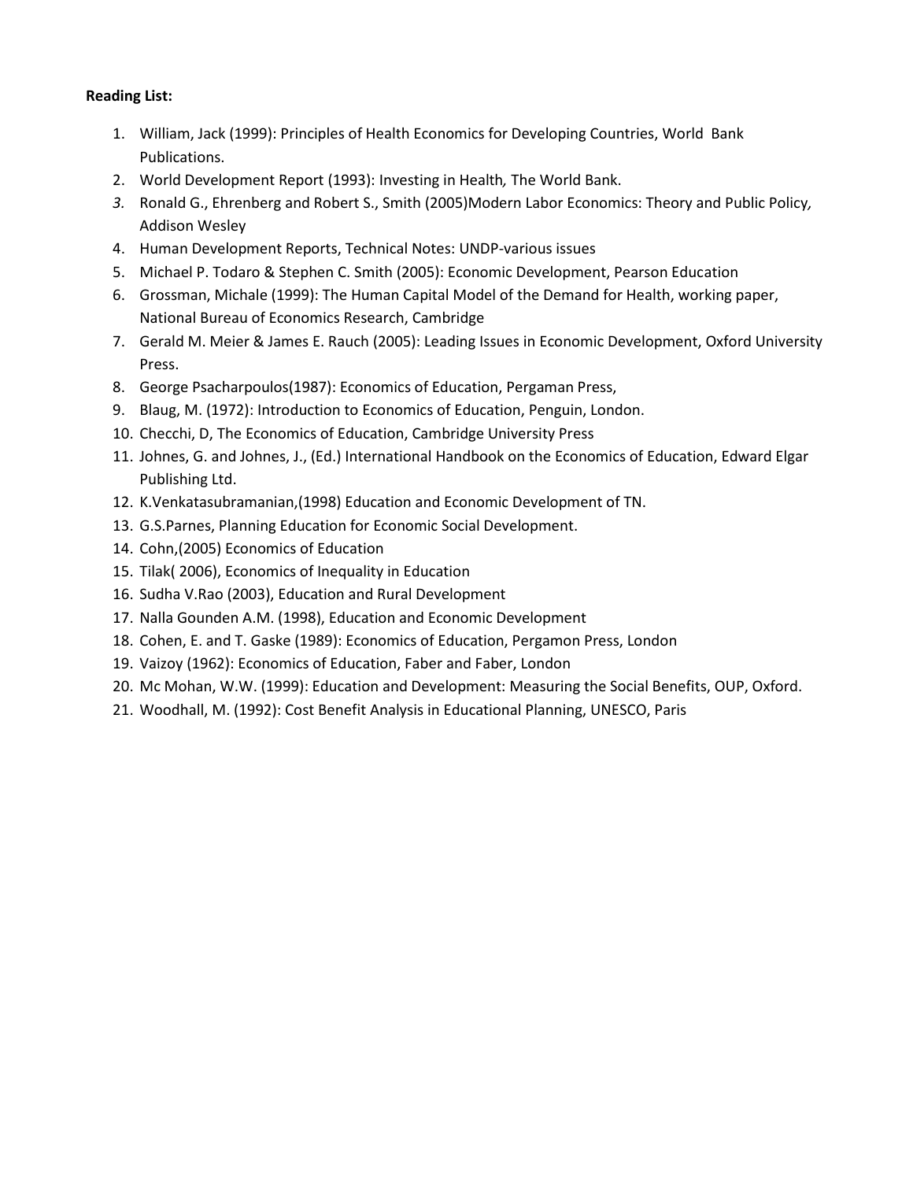**Reading List:**

1. William, Jack (1999): Principles of Health Economics for Developing Countries, World Bank Publications.
2. World Development Report (1993): Investing in Health, The World Bank.
3. Ronald G., Ehrenberg and Robert S., Smith (2005)Modern Labor Economics: Theory and Public Policy, Addison Wesley
4. Human Development Reports, Technical Notes: UNDP-various issues
5. Michael P. Todaro & Stephen C. Smith (2005): Economic Development, Pearson Education
6. Grossman, Michale (1999): The Human Capital Model of the Demand for Health, working paper, National Bureau of Economics Research, Cambridge
7. Gerald M. Meier & James E. Rauch (2005): Leading Issues in Economic Development, Oxford University Press.
8. George Psacharpoulos(1987): Economics of Education, Pergaman Press,
9. Blaug, M. (1972): Introduction to Economics of Education, Penguin, London.
10. Checchi, D, The Economics of Education, Cambridge University Press
11. Johnes, G. and Johnes, J., (Ed.) International Handbook on the Economics of Education, Edward Elgar Publishing Ltd.
12. K.Venkatasubramanian,(1998) Education and Economic Development of TN.
13. G.S.Parnes, Planning Education for Economic Social Development.
14. Cohn,(2005) Economics of Education
15. Tilak( 2006), Economics of Inequality in Education
16. Sudha V.Rao (2003), Education and Rural Development
17. Nalla Gounden A.M. (1998), Education and Economic Development
18. Cohen, E. and T. Gaske (1989): Economics of Education, Pergamon Press, London
19. Vaizoy (1962): Economics of Education, Faber and Faber, London
20. Mc Mohan, W.W. (1999): Education and Development: Measuring the Social Benefits, OUP, Oxford.
21. Woodhall, M. (1992): Cost Benefit Analysis in Educational Planning, UNESCO, Paris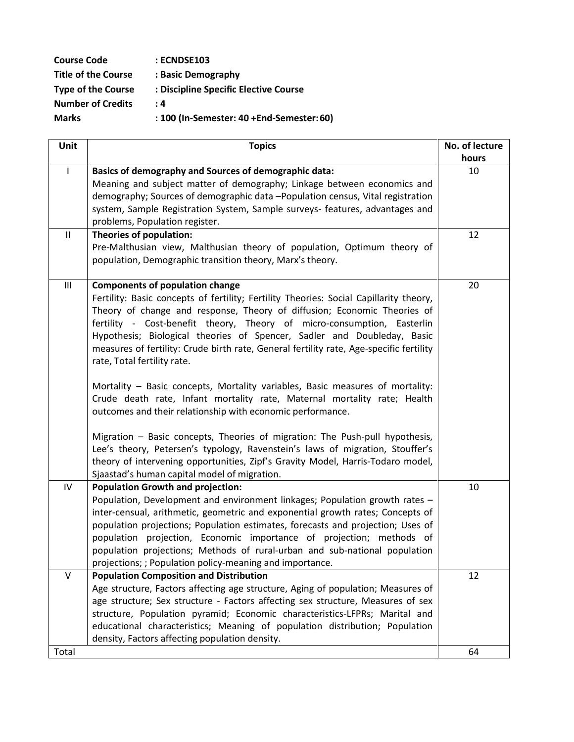**Course Code** : **ECNDSE103**
**Title of the Course** : **Basic Demography**
**Type of the Course** : **Discipline Specific Elective Course**
**Number of Credits** : **4**
**Marks** : **100 (In-Semester: 40 +End-Semester: 60)**

| Unit | Topics | No. of lecture hours |
|---|---|---|
| I | **Basics of demography and Sources of demographic data:** Meaning and subject matter of demography; Linkage between economics and demography; Sources of demographic data –Population census, Vital registration system, Sample Registration System, Sample surveys- features, advantages and problems, Population register. | 10 |
| II | **Theories of population:** Pre-Malthusian view, Malthusian theory of population, Optimum theory of population, Demographic transition theory, Marx's theory. | 12 |
| III | **Components of population change** Fertility: Basic concepts of fertility; Fertility Theories: Social Capillarity theory, Theory of change and response, Theory of diffusion; Economic Theories of fertility - Cost-benefit theory, Theory of micro-consumption, Easterlin Hypothesis; Biological theories of Spencer, Sadler and Doubleday, Basic measures of fertility: Crude birth rate, General fertility rate, Age-specific fertility rate, Total fertility rate.<br><br>Mortality – Basic concepts, Mortality variables, Basic measures of mortality: Crude death rate, Infant mortality rate, Maternal mortality rate; Health outcomes and their relationship with economic performance.<br><br>Migration – Basic concepts, Theories of migration: The Push-pull hypothesis, Lee's theory, Petersen's typology, Ravenstein's laws of migration, Stouffer's theory of intervening opportunities, Zipf's Gravity Model, Harris-Todaro model, Sjaastad's human capital model of migration. | 20 |
| IV | **Population Growth and projection:** Population, Development and environment linkages; Population growth rates – inter-censual, arithmetic, geometric and exponential growth rates; Concepts of population projections; Population estimates, forecasts and projection; Uses of population projection, Economic importance of projection; methods of population projections; Methods of rural-urban and sub-national population projections; ; Population policy-meaning and importance. | 10 |
| V | **Population Composition and Distribution** Age structure, Factors affecting age structure, Aging of population; Measures of age structure; Sex structure - Factors affecting sex structure, Measures of sex structure, Population pyramid; Economic characteristics-LFPRs; Marital and educational characteristics; Meaning of population distribution; Population density, Factors affecting population density. | 12 |
| Total | | 64 |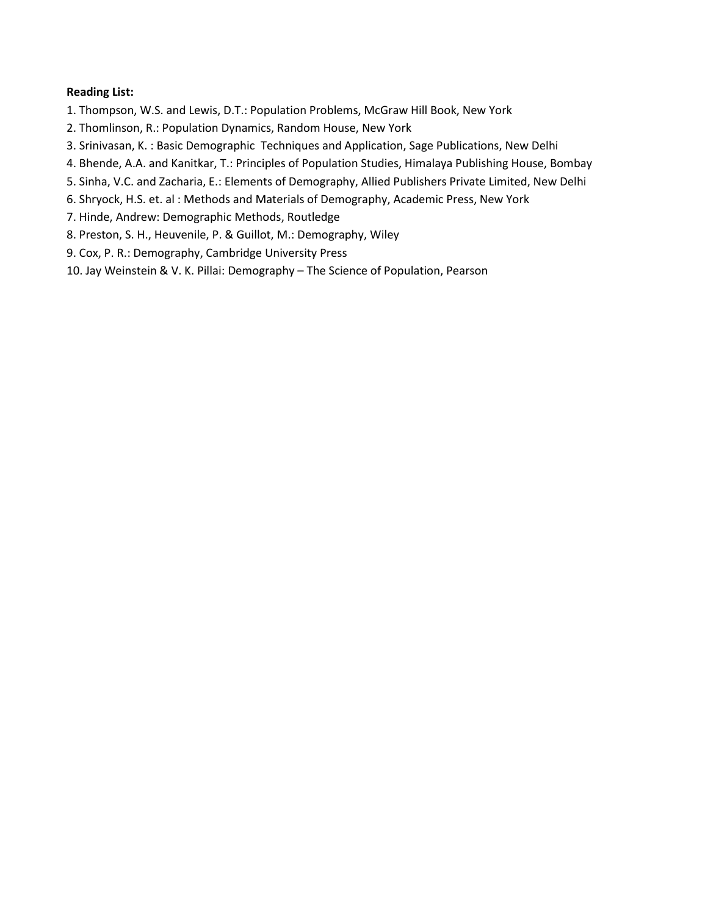**Reading List:**

1. Thompson, W.S. and Lewis, D.T.: Population Problems, McGraw Hill Book, New York
2. Thomlinson, R.: Population Dynamics, Random House, New York
3. Srinivasan, K. : Basic Demographic Techniques and Application, Sage Publications, New Delhi
4. Bhende, A.A. and Kanitkar, T.: Principles of Population Studies, Himalaya Publishing House, Bombay
5. Sinha, V.C. and Zacharia, E.: Elements of Demography, Allied Publishers Private Limited, New Delhi
6. Shryock, H.S. et. al : Methods and Materials of Demography, Academic Press, New York
7. Hinde, Andrew: Demographic Methods, Routledge
8. Preston, S. H., Heuvenile, P. & Guillot, M.: Demography, Wiley
9. Cox, P. R.: Demography, Cambridge University Press
10. Jay Weinstein & V. K. Pillai: Demography – The Science of Population, Pearson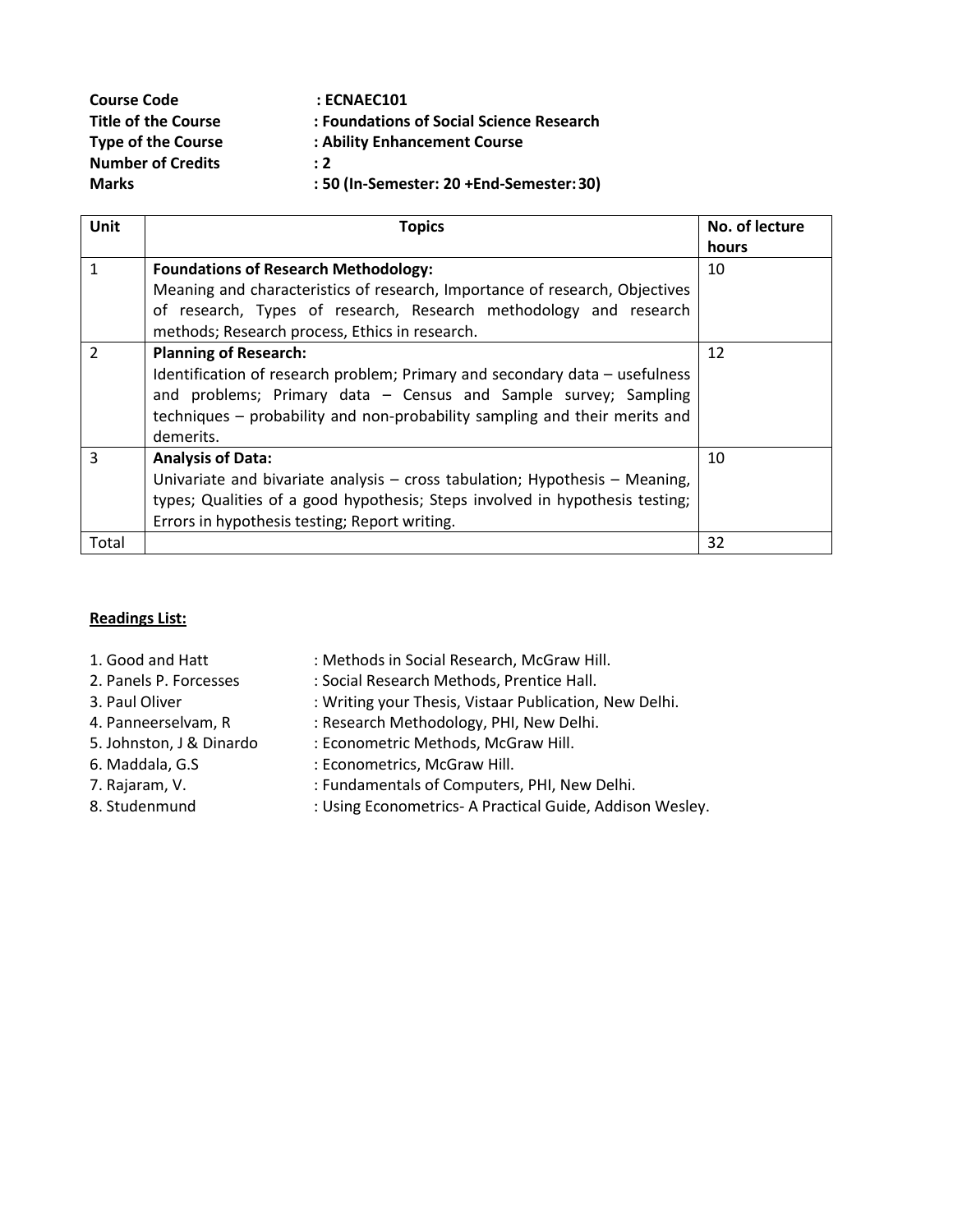**Course Code** : **ECNAEC101**
**Title of the Course** : **Foundations of Social Science Research**
**Type of the Course** : **Ability Enhancement Course**
**Number of Credits** : **2**
**Marks** : **50 (In-Semester: 20 +End-Semester: 30)**

| Unit | Topics | No. of lecture hours |
| --- | --- | --- |
| 1 | **Foundations of Research Methodology:** Meaning and characteristics of research, Importance of research, Objectives of research, Types of research, Research methodology and research methods; Research process, Ethics in research. | 10 |
| 2 | **Planning of Research:** Identification of research problem; Primary and secondary data – usefulness and problems; Primary data – Census and Sample survey; Sampling techniques – probability and non-probability sampling and their merits and demerits. | 12 |
| 3 | **Analysis of Data:** Univariate and bivariate analysis – cross tabulation; Hypothesis – Meaning, types; Qualities of a good hypothesis; Steps involved in hypothesis testing; Errors in hypothesis testing; Report writing. | 10 |
| Total | | 32 |

**Readings List:**

1. Good and Hatt : Methods in Social Research, McGraw Hill.
2. Panels P. Forcesses : Social Research Methods, Prentice Hall.
3. Paul Oliver : Writing your Thesis, Vistaar Publication, New Delhi.
4. Panneerselvam, R : Research Methodology, PHI, New Delhi.
5. Johnston, J & Dinardo : Econometric Methods, McGraw Hill.
6. Maddala, G.S : Econometrics, McGraw Hill.
7. Rajaram, V. : Fundamentals of Computers, PHI, New Delhi.
8. Studenmund : Using Econometrics- A Practical Guide, Addison Wesley.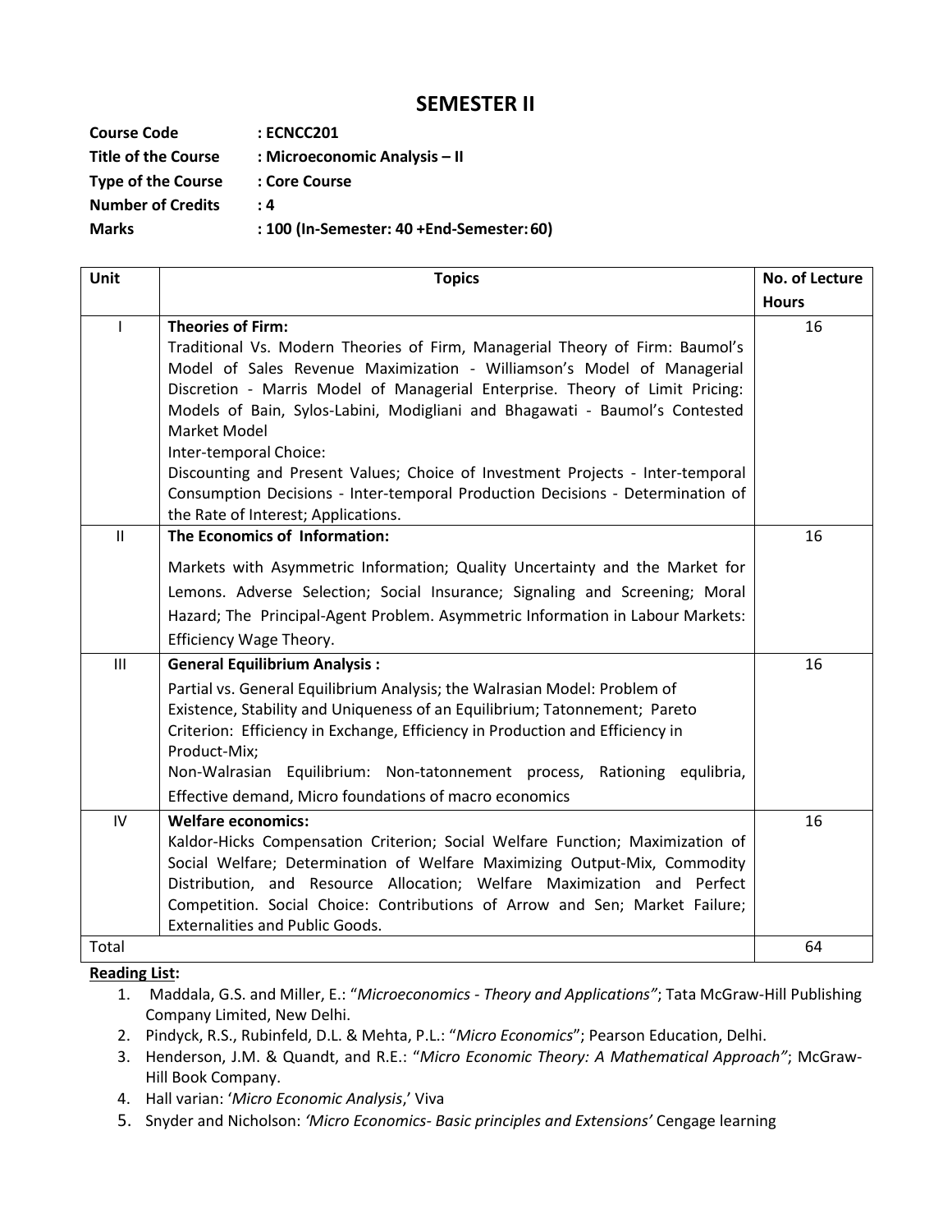# SEMESTER II

**Course Code** : **ECNCC201**
**Title of the Course** : **Microeconomic Analysis – II**
**Type of the Course** : **Core Course**
**Number of Credits** : **4**
**Marks** : **100 (In-Semester: 40 +End-Semester: 60)**

| Unit | Topics | No. of Lecture Hours |
|---|---|---|
| I | **Theories of Firm:** Traditional Vs. Modern Theories of Firm, Managerial Theory of Firm: Baumol's Model of Sales Revenue Maximization - Williamson's Model of Managerial Discretion - Marris Model of Managerial Enterprise. Theory of Limit Pricing: Models of Bain, Sylos-Labini, Modigliani and Bhagawati - Baumol's Contested Market Model<br>Inter-temporal Choice:<br>Discounting and Present Values; Choice of Investment Projects - Inter-temporal Consumption Decisions - Inter-temporal Production Decisions - Determination of the Rate of Interest; Applications. | 16 |
| II | **The Economics of Information:**<br>Markets with Asymmetric Information; Quality Uncertainty and the Market for Lemons. Adverse Selection; Social Insurance; Signaling and Screening; Moral Hazard; The Principal-Agent Problem. Asymmetric Information in Labour Markets: Efficiency Wage Theory. | 16 |
| III | **General Equilibrium Analysis :**<br>Partial vs. General Equilibrium Analysis; the Walrasian Model: Problem of Existence, Stability and Uniqueness of an Equilibrium; Tatonnement; Pareto Criterion: Efficiency in Exchange, Efficiency in Production and Efficiency in Product-Mix;<br>Non-Walrasian Equilibrium: Non-tatonnement process, Rationing equlibria, Effective demand, Micro foundations of macro economics | 16 |
| IV | **Welfare economics:**<br>Kaldor-Hicks Compensation Criterion; Social Welfare Function; Maximization of Social Welfare; Determination of Welfare Maximizing Output-Mix, Commodity Distribution, and Resource Allocation; Welfare Maximization and Perfect Competition. Social Choice: Contributions of Arrow and Sen; Market Failure; Externalities and Public Goods. | 16 |
| Total | | 64 |

**Reading List:**

1. Maddala, G.S. and Miller, E.: "*Microeconomics - Theory and Applications"*; Tata McGraw-Hill Publishing Company Limited, New Delhi.
2. Pindyck, R.S., Rubinfeld, D.L. & Mehta, P.L.: "*Micro Economics*"; Pearson Education, Delhi.
3. Henderson, J.M. & Quandt, and R.E.: "*Micro Economic Theory: A Mathematical Approach"*; McGraw-Hill Book Company.
4. Hall varian: '*Micro Economic Analysis*,' Viva
5. Snyder and Nicholson: *'Micro Economics- Basic principles and Extensions'* Cengage learning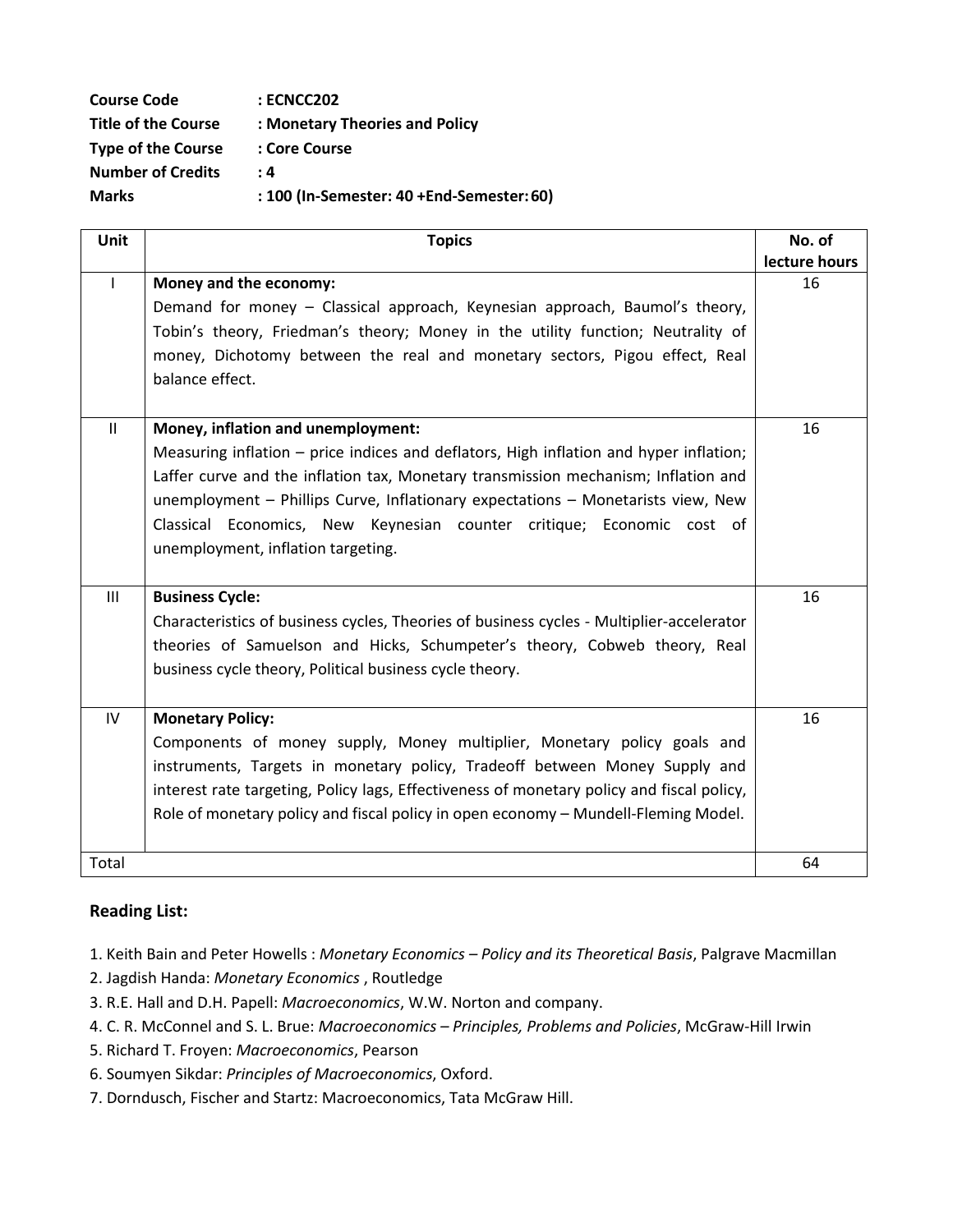**Course Code** : **ECNCC202**
**Title of the Course** : **Monetary Theories and Policy**
**Type of the Course** : **Core Course**
**Number of Credits** : **4**
**Marks** : **100 (In-Semester: 40 +End-Semester: 60)**

| Unit | Topics | No. of lecture hours |
|---|---|---|
| I | **Money and the economy:** Demand for money – Classical approach, Keynesian approach, Baumol's theory, Tobin's theory, Friedman's theory; Money in the utility function; Neutrality of money, Dichotomy between the real and monetary sectors, Pigou effect, Real balance effect. | 16 |
| II | **Money, inflation and unemployment:** Measuring inflation – price indices and deflators, High inflation and hyper inflation; Laffer curve and the inflation tax, Monetary transmission mechanism; Inflation and unemployment – Phillips Curve, Inflationary expectations – Monetarists view, New Classical Economics, New Keynesian counter critique; Economic cost of unemployment, inflation targeting. | 16 |
| III | **Business Cycle:** Characteristics of business cycles, Theories of business cycles - Multiplier-accelerator theories of Samuelson and Hicks, Schumpeter's theory, Cobweb theory, Real business cycle theory, Political business cycle theory. | 16 |
| IV | **Monetary Policy:** Components of money supply, Money multiplier, Monetary policy goals and instruments, Targets in monetary policy, Tradeoff between Money Supply and interest rate targeting, Policy lags, Effectiveness of monetary policy and fiscal policy, Role of monetary policy and fiscal policy in open economy – Mundell-Fleming Model. | 16 |
| Total | | 64 |

### Reading List:

1. Keith Bain and Peter Howells : *Monetary Economics – Policy and its Theoretical Basis*, Palgrave Macmillan
2. Jagdish Handa: *Monetary Economics* , Routledge
3. R.E. Hall and D.H. Papell: *Macroeconomics*, W.W. Norton and company.
4. C. R. McConnel and S. L. Brue: *Macroeconomics – Principles, Problems and Policies*, McGraw-Hill Irwin
5. Richard T. Froyen: *Macroeconomics*, Pearson
6. Soumyen Sikdar: *Principles of Macroeconomics*, Oxford.
7. Dorndusch, Fischer and Startz: Macroeconomics, Tata McGraw Hill.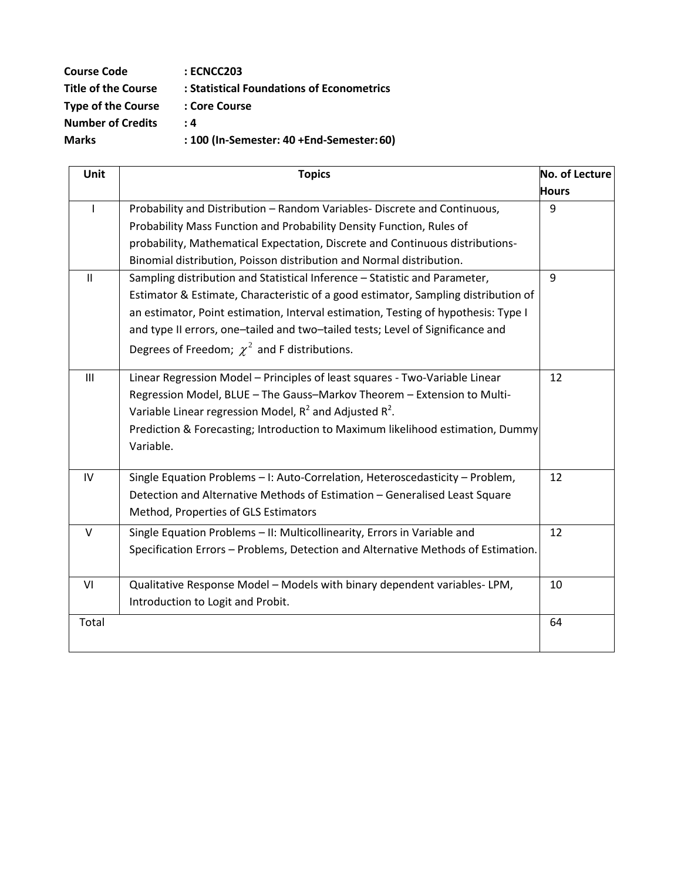**Course Code** : **ECNCC203**
**Title of the Course** : **Statistical Foundations of Econometrics**
**Type of the Course** : **Core Course**
**Number of Credits** : **4**
**Marks** : **100 (In-Semester: 40 +End-Semester: 60)**

| Unit | Topics | No. of Lecture Hours |
|---|---|---|
| I | Probability and Distribution – Random Variables- Discrete and Continuous, Probability Mass Function and Probability Density Function, Rules of probability, Mathematical Expectation, Discrete and Continuous distributions- Binomial distribution, Poisson distribution and Normal distribution. | 9 |
| II | Sampling distribution and Statistical Inference – Statistic and Parameter, Estimator & Estimate, Characteristic of a good estimator, Sampling distribution of an estimator, Point estimation, Interval estimation, Testing of hypothesis: Type I and type II errors, one–tailed and two–tailed tests; Level of Significance and Degrees of Freedom; $\chi^2$ and F distributions. | 9 |
| III | Linear Regression Model – Principles of least squares - Two-Variable Linear Regression Model, BLUE – The Gauss–Markov Theorem – Extension to Multi-Variable Linear regression Model, $R^2$ and Adjusted $R^2$. Prediction & Forecasting; Introduction to Maximum likelihood estimation, Dummy Variable. | 12 |
| IV | Single Equation Problems – I: Auto-Correlation, Heteroscedasticity – Problem, Detection and Alternative Methods of Estimation – Generalised Least Square Method, Properties of GLS Estimators | 12 |
| V | Single Equation Problems – II: Multicollinearity, Errors in Variable and Specification Errors – Problems, Detection and Alternative Methods of Estimation. | 12 |
| VI | Qualitative Response Model – Models with binary dependent variables- LPM, Introduction to Logit and Probit. | 10 |
| Total | | 64 |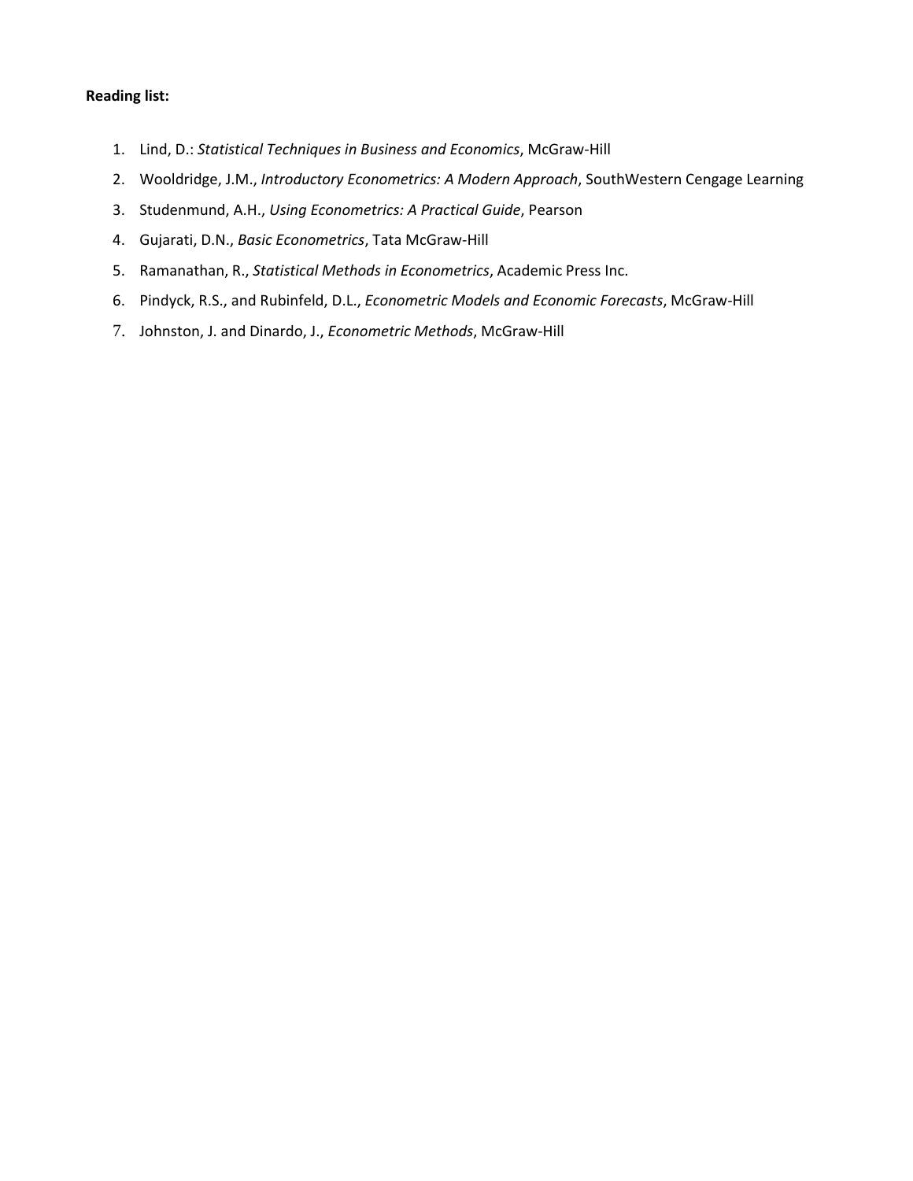**Reading list:**

1. Lind, D.: *Statistical Techniques in Business and Economics*, McGraw-Hill
2. Wooldridge, J.M., *Introductory Econometrics: A Modern Approach*, SouthWestern Cengage Learning
3. Studenmund, A.H., *Using Econometrics: A Practical Guide*, Pearson
4. Gujarati, D.N., *Basic Econometrics*, Tata McGraw-Hill
5. Ramanathan, R., *Statistical Methods in Econometrics*, Academic Press Inc.
6. Pindyck, R.S., and Rubinfeld, D.L., *Econometric Models and Economic Forecasts*, McGraw-Hill
7. Johnston, J. and Dinardo, J., *Econometric Methods*, McGraw-Hill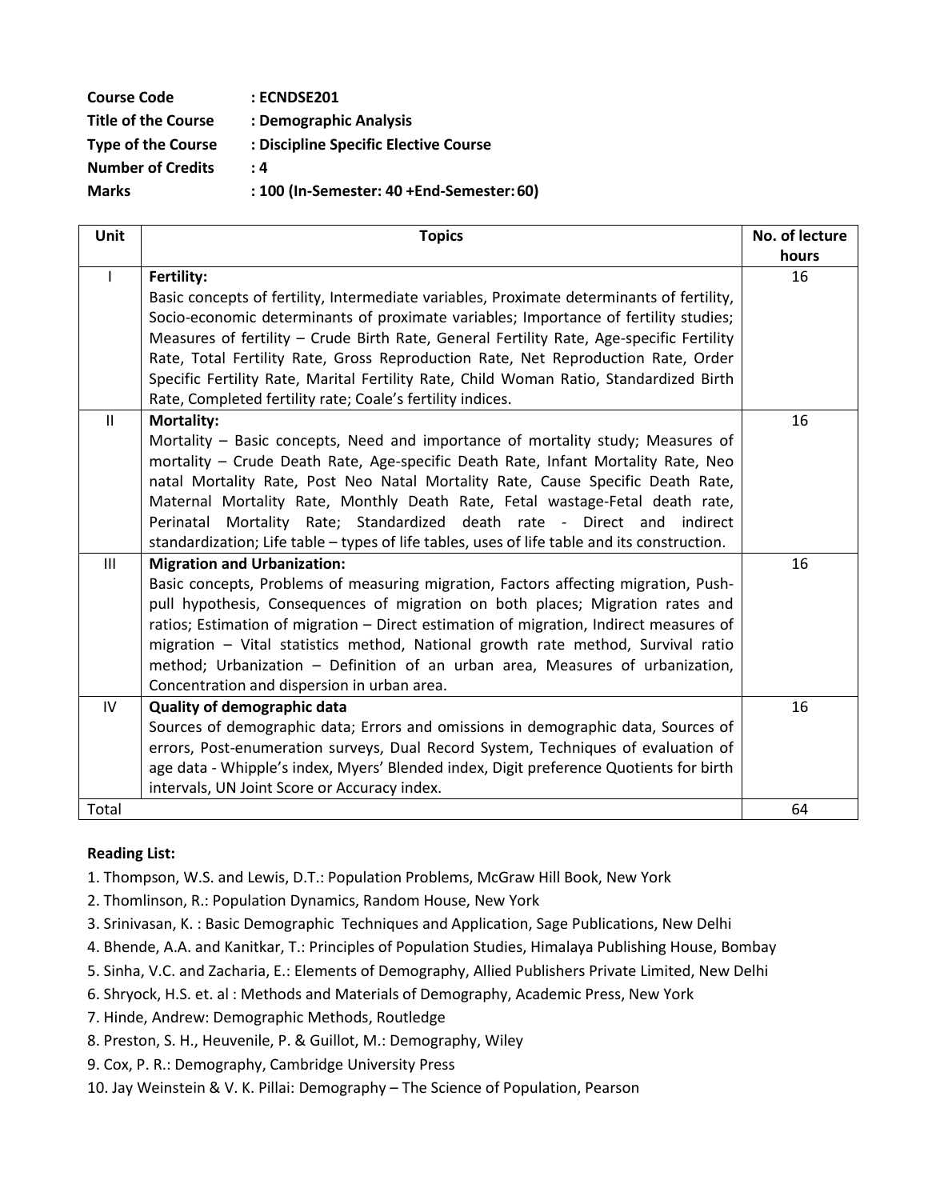**Course Code** : **ECNDSE201**
**Title of the Course** : **Demographic Analysis**
**Type of the Course** : **Discipline Specific Elective Course**
**Number of Credits** : **4**
**Marks** : **100 (In-Semester: 40 +End-Semester: 60)**

| Unit | Topics | No. of lecture hours |
|---|---|---|
| I | **Fertility:** Basic concepts of fertility, Intermediate variables, Proximate determinants of fertility, Socio-economic determinants of proximate variables; Importance of fertility studies; Measures of fertility – Crude Birth Rate, General Fertility Rate, Age-specific Fertility Rate, Total Fertility Rate, Gross Reproduction Rate, Net Reproduction Rate, Order Specific Fertility Rate, Marital Fertility Rate, Child Woman Ratio, Standardized Birth Rate, Completed fertility rate; Coale's fertility indices. | 16 |
| II | **Mortality:** Mortality – Basic concepts, Need and importance of mortality study; Measures of mortality – Crude Death Rate, Age-specific Death Rate, Infant Mortality Rate, Neo natal Mortality Rate, Post Neo Natal Mortality Rate, Cause Specific Death Rate, Maternal Mortality Rate, Monthly Death Rate, Fetal wastage-Fetal death rate, Perinatal Mortality Rate; Standardized death rate - Direct and indirect standardization; Life table – types of life tables, uses of life table and its construction. | 16 |
| III | **Migration and Urbanization:** Basic concepts, Problems of measuring migration, Factors affecting migration, Push-pull hypothesis, Consequences of migration on both places; Migration rates and ratios; Estimation of migration – Direct estimation of migration, Indirect measures of migration – Vital statistics method, National growth rate method, Survival ratio method; Urbanization – Definition of an urban area, Measures of urbanization, Concentration and dispersion in urban area. | 16 |
| IV | **Quality of demographic data** Sources of demographic data; Errors and omissions in demographic data, Sources of errors, Post-enumeration surveys, Dual Record System, Techniques of evaluation of age data - Whipple's index, Myers' Blended index, Digit preference Quotients for birth intervals, UN Joint Score or Accuracy index. | 16 |
| Total | | 64 |

**Reading List:**

1. Thompson, W.S. and Lewis, D.T.: Population Problems, McGraw Hill Book, New York
2. Thomlinson, R.: Population Dynamics, Random House, New York
3. Srinivasan, K. : Basic Demographic Techniques and Application, Sage Publications, New Delhi
4. Bhende, A.A. and Kanitkar, T.: Principles of Population Studies, Himalaya Publishing House, Bombay
5. Sinha, V.C. and Zacharia, E.: Elements of Demography, Allied Publishers Private Limited, New Delhi
6. Shryock, H.S. et. al : Methods and Materials of Demography, Academic Press, New York
7. Hinde, Andrew: Demographic Methods, Routledge
8. Preston, S. H., Heuvenile, P. & Guillot, M.: Demography, Wiley
9. Cox, P. R.: Demography, Cambridge University Press
10. Jay Weinstein & V. K. Pillai: Demography – The Science of Population, Pearson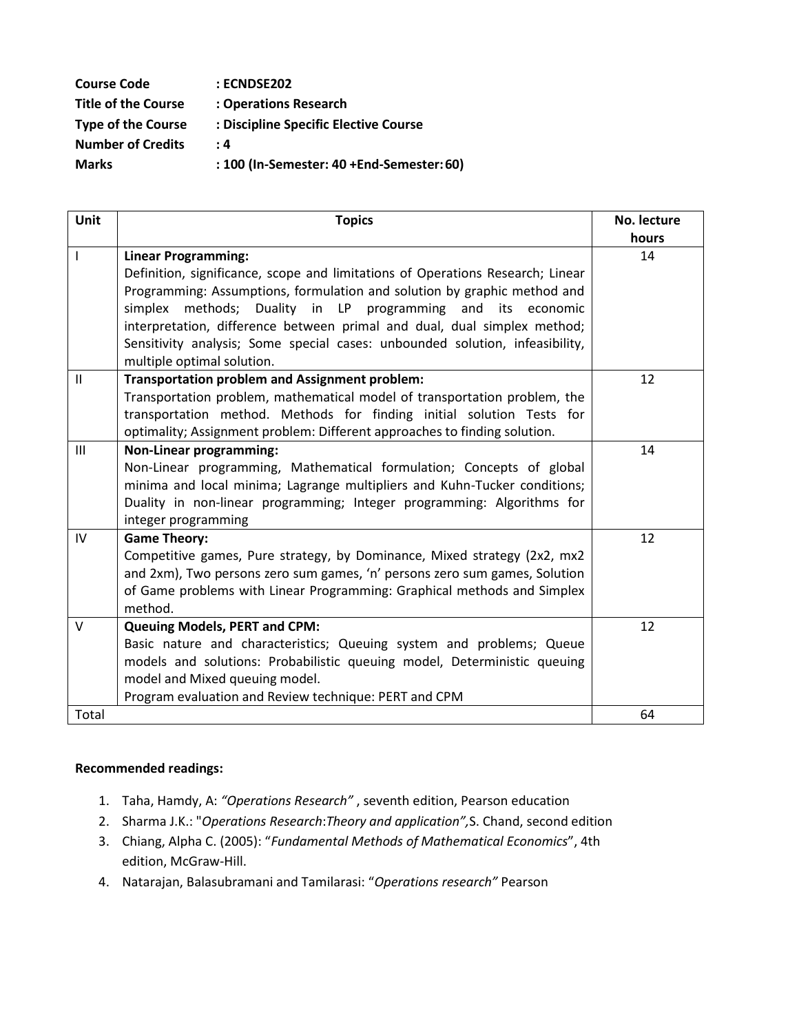**Course Code** : **ECNDSE202**
**Title of the Course** : **Operations Research**
**Type of the Course** : **Discipline Specific Elective Course**
**Number of Credits** : **4**
**Marks** : **100 (In-Semester: 40 +End-Semester: 60)**

| Unit | Topics | No. lecture hours |
|---|---|---|
| I | **Linear Programming:** Definition, significance, scope and limitations of Operations Research; Linear Programming: Assumptions, formulation and solution by graphic method and simplex methods; Duality in LP programming and its economic interpretation, difference between primal and dual, dual simplex method; Sensitivity analysis; Some special cases: unbounded solution, infeasibility, multiple optimal solution. | 14 |
| II | **Transportation problem and Assignment problem:** Transportation problem, mathematical model of transportation problem, the transportation method. Methods for finding initial solution Tests for optimality; Assignment problem: Different approaches to finding solution. | 12 |
| III | **Non-Linear programming:** Non-Linear programming, Mathematical formulation; Concepts of global minima and local minima; Lagrange multipliers and Kuhn-Tucker conditions; Duality in non-linear programming; Integer programming: Algorithms for integer programming | 14 |
| IV | **Game Theory:** Competitive games, Pure strategy, by Dominance, Mixed strategy (2x2, mx2 and 2xm), Two persons zero sum games, 'n' persons zero sum games, Solution of Game problems with Linear Programming: Graphical methods and Simplex method. | 12 |
| V | **Queuing Models, PERT and CPM:** Basic nature and characteristics; Queuing system and problems; Queue models and solutions: Probabilistic queuing model, Deterministic queuing model and Mixed queuing model. Program evaluation and Review technique: PERT and CPM | 12 |
| Total | | 64 |

**Recommended readings:**

1. Taha, Hamdy, A: *"Operations Research"* , seventh edition, Pearson education
2. Sharma J.K.: "*Operations Research*:*Theory and application",*S. Chand, second edition
3. Chiang, Alpha C. (2005): "*Fundamental Methods of Mathematical Economics*", 4th edition, McGraw-Hill.
4. Natarajan, Balasubramani and Tamilarasi: "*Operations research"* Pearson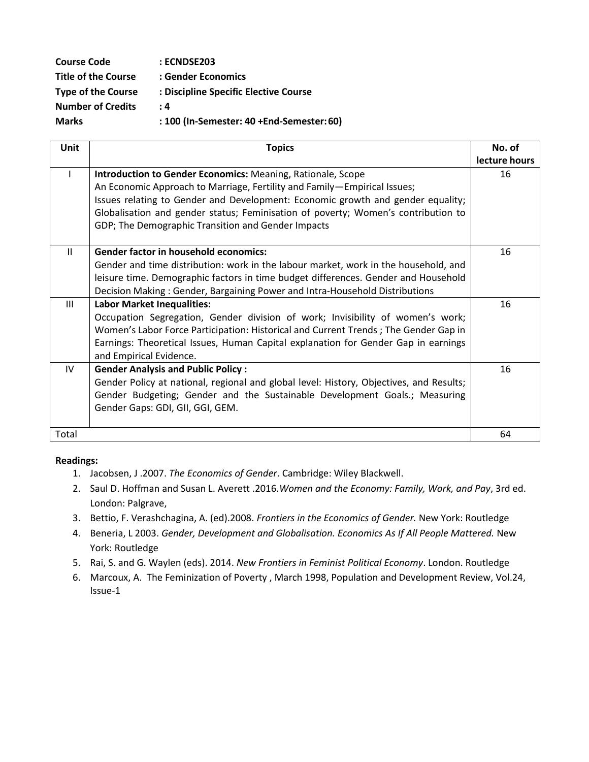**Course Code** : **ECNDSE203**
**Title of the Course** : **Gender Economics**
**Type of the Course** : **Discipline Specific Elective Course**
**Number of Credits** : **4**
**Marks** : **100 (In-Semester: 40 +End-Semester: 60)**

| Unit | Topics | No. of lecture hours |
|---|---|---|
| I | **Introduction to Gender Economics:** Meaning, Rationale, Scope<br>An Economic Approach to Marriage, Fertility and Family—Empirical Issues;<br>Issues relating to Gender and Development: Economic growth and gender equality; Globalisation and gender status; Feminisation of poverty; Women's contribution to GDP; The Demographic Transition and Gender Impacts | 16 |
| II | **Gender factor in household economics:**<br>Gender and time distribution: work in the labour market, work in the household, and leisure time. Demographic factors in time budget differences. Gender and Household Decision Making : Gender, Bargaining Power and Intra-Household Distributions | 16 |
| III | **Labor Market Inequalities:**<br>Occupation Segregation, Gender division of work; Invisibility of women's work; Women's Labor Force Participation: Historical and Current Trends ; The Gender Gap in Earnings: Theoretical Issues, Human Capital explanation for Gender Gap in earnings and Empirical Evidence. | 16 |
| IV | **Gender Analysis and Public Policy :**<br>Gender Policy at national, regional and global level: History, Objectives, and Results; Gender Budgeting; Gender and the Sustainable Development Goals.; Measuring Gender Gaps: GDI, GII, GGI, GEM. | 16 |
| Total | | 64 |

**Readings:**

1. Jacobsen, J .2007. *The Economics of Gender*. Cambridge: Wiley Blackwell.
2. Saul D. Hoffman and Susan L. Averett .2016.*Women and the Economy: Family, Work, and Pay*, 3rd ed. London: Palgrave,
3. Bettio, F. Verashchagina, A. (ed).2008. *Frontiers in the Economics of Gender.* New York: Routledge
4. Beneria, L 2003. *Gender, Development and Globalisation. Economics As If All People Mattered.* New York: Routledge
5. Rai, S. and G. Waylen (eds). 2014. *New Frontiers in Feminist Political Economy*. London. Routledge
6. Marcoux, A. The Feminization of Poverty , March 1998, Population and Development Review, Vol.24, Issue-1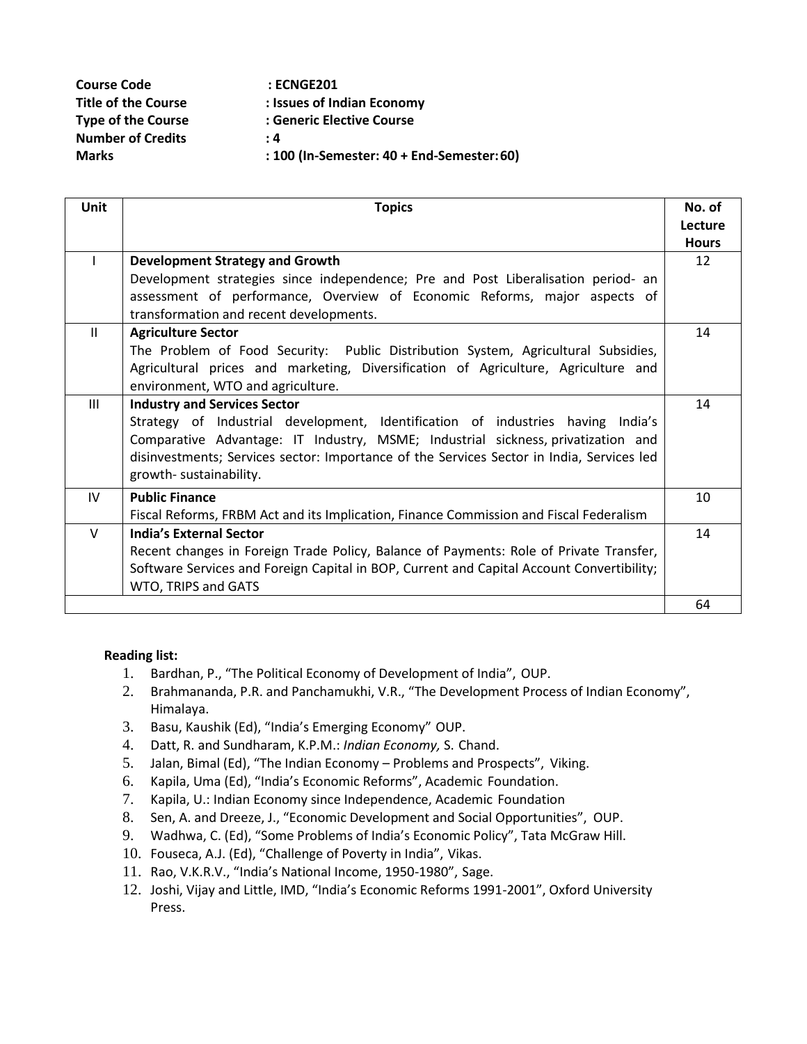**Course Code** : **ECNGE201**
**Title of the Course** : **Issues of Indian Economy**
**Type of the Course** : **Generic Elective Course**
**Number of Credits** : **4**
**Marks** : **100 (In-Semester: 40 + End-Semester: 60)**

| Unit | Topics | No. of Lecture Hours |
|---|---|---|
| I | **Development Strategy and Growth**<br>Development strategies since independence; Pre and Post Liberalisation period- an assessment of performance, Overview of Economic Reforms, major aspects of transformation and recent developments. | 12 |
| II | **Agriculture Sector**<br>The Problem of Food Security: Public Distribution System, Agricultural Subsidies, Agricultural prices and marketing, Diversification of Agriculture, Agriculture and environment, WTO and agriculture. | 14 |
| III | **Industry and Services Sector**<br>Strategy of Industrial development, Identification of industries having India's Comparative Advantage: IT Industry, MSME; Industrial sickness, privatization and disinvestments; Services sector: Importance of the Services Sector in India, Services led growth- sustainability. | 14 |
| IV | **Public Finance**<br>Fiscal Reforms, FRBM Act and its Implication, Finance Commission and Fiscal Federalism | 10 |
| V | **India's External Sector**<br>Recent changes in Foreign Trade Policy, Balance of Payments: Role of Private Transfer, Software Services and Foreign Capital in BOP, Current and Capital Account Convertibility; WTO, TRIPS and GATS | 14 |
| | | 64 |

**Reading list:**

1. Bardhan, P., "The Political Economy of Development of India", OUP.
2. Brahmananda, P.R. and Panchamukhi, V.R., "The Development Process of Indian Economy", Himalaya.
3. Basu, Kaushik (Ed), "India's Emerging Economy" OUP.
4. Datt, R. and Sundharam, K.P.M.: *Indian Economy,* S. Chand.
5. Jalan, Bimal (Ed), "The Indian Economy – Problems and Prospects", Viking.
6. Kapila, Uma (Ed), "India's Economic Reforms", Academic Foundation.
7. Kapila, U.: Indian Economy since Independence, Academic Foundation
8. Sen, A. and Dreeze, J., "Economic Development and Social Opportunities", OUP.
9. Wadhwa, C. (Ed), "Some Problems of India's Economic Policy", Tata McGraw Hill.
10. Fouseca, A.J. (Ed), "Challenge of Poverty in India", Vikas.
11. Rao, V.K.R.V., "India's National Income, 1950-1980", Sage.
12. Joshi, Vijay and Little, IMD, "India's Economic Reforms 1991-2001", Oxford University Press.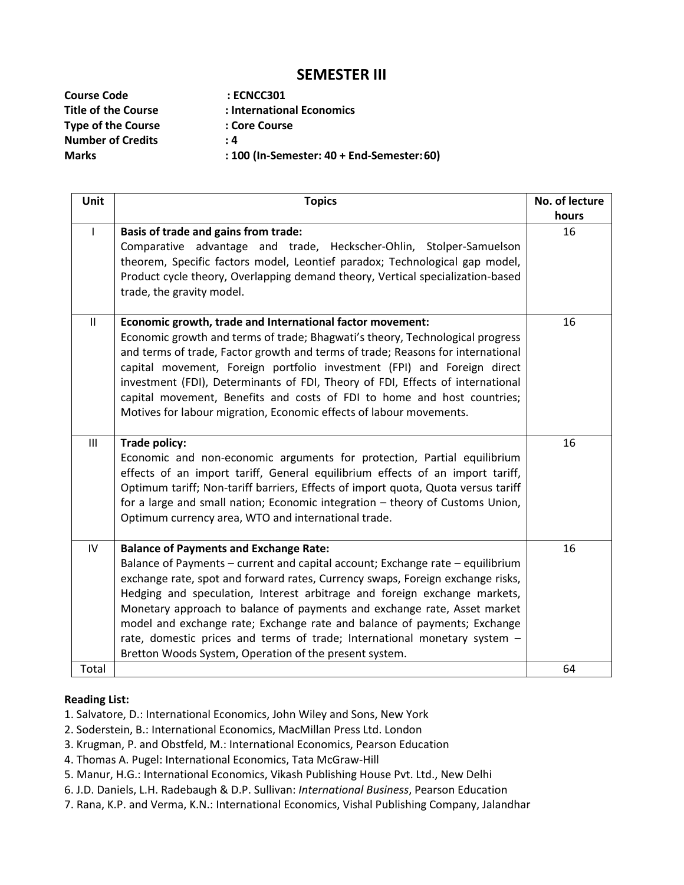## SEMESTER III

**Course Code** : **ECNCC301**
**Title of the Course** : **International Economics**
**Type of the Course** : **Core Course**
**Number of Credits** : **4**
**Marks** : **100 (In-Semester: 40 + End-Semester: 60)**

| Unit | Topics | No. of lecture hours |
|---|---|---|
| I | **Basis of trade and gains from trade:** Comparative advantage and trade, Heckscher-Ohlin, Stolper-Samuelson theorem, Specific factors model, Leontief paradox; Technological gap model, Product cycle theory, Overlapping demand theory, Vertical specialization-based trade, the gravity model. | 16 |
| II | **Economic growth, trade and International factor movement:** Economic growth and terms of trade; Bhagwati's theory, Technological progress and terms of trade, Factor growth and terms of trade; Reasons for international capital movement, Foreign portfolio investment (FPI) and Foreign direct investment (FDI), Determinants of FDI, Theory of FDI, Effects of international capital movement, Benefits and costs of FDI to home and host countries; Motives for labour migration, Economic effects of labour movements. | 16 |
| III | **Trade policy:** Economic and non-economic arguments for protection, Partial equilibrium effects of an import tariff, General equilibrium effects of an import tariff, Optimum tariff; Non-tariff barriers, Effects of import quota, Quota versus tariff for a large and small nation; Economic integration – theory of Customs Union, Optimum currency area, WTO and international trade. | 16 |
| IV | **Balance of Payments and Exchange Rate:** Balance of Payments – current and capital account; Exchange rate – equilibrium exchange rate, spot and forward rates, Currency swaps, Foreign exchange risks, Hedging and speculation, Interest arbitrage and foreign exchange markets, Monetary approach to balance of payments and exchange rate, Asset market model and exchange rate; Exchange rate and balance of payments; Exchange rate, domestic prices and terms of trade; International monetary system – Bretton Woods System, Operation of the present system. | 16 |
| Total | | 64 |

**Reading List:**

1. Salvatore, D.: International Economics, John Wiley and Sons, New York
2. Soderstein, B.: International Economics, MacMillan Press Ltd. London
3. Krugman, P. and Obstfeld, M.: International Economics, Pearson Education
4. Thomas A. Pugel: International Economics, Tata McGraw-Hill
5. Manur, H.G.: International Economics, Vikash Publishing House Pvt. Ltd., New Delhi
6. J.D. Daniels, L.H. Radebaugh & D.P. Sullivan: *International Business*, Pearson Education
7. Rana, K.P. and Verma, K.N.: International Economics, Vishal Publishing Company, Jalandhar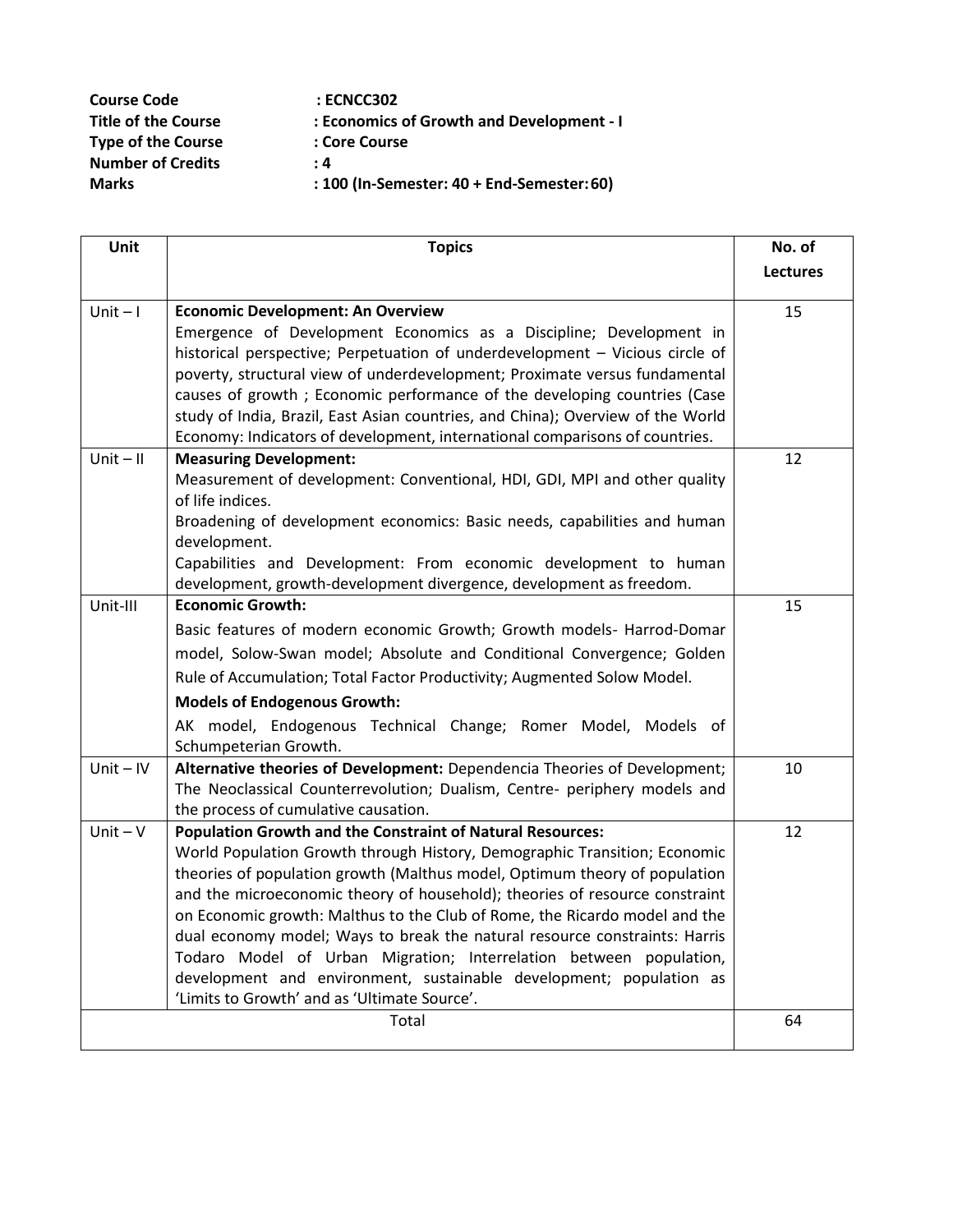**Course Code** : **ECNCC302**
**Title of the Course** : **Economics of Growth and Development - I**
**Type of the Course** : **Core Course**
**Number of Credits** : **4**
**Marks** : **100 (In-Semester: 40 + End-Semester: 60)**

| Unit | Topics | No. of Lectures |
|---|---|---|
| Unit – I | **Economic Development: An Overview** Emergence of Development Economics as a Discipline; Development in historical perspective; Perpetuation of underdevelopment – Vicious circle of poverty, structural view of underdevelopment; Proximate versus fundamental causes of growth ; Economic performance of the developing countries (Case study of India, Brazil, East Asian countries, and China); Overview of the World Economy: Indicators of development, international comparisons of countries. | 15 |
| Unit – II | **Measuring Development:** Measurement of development: Conventional, HDI, GDI, MPI and other quality of life indices. Broadening of development economics: Basic needs, capabilities and human development. Capabilities and Development: From economic development to human development, growth-development divergence, development as freedom. | 12 |
| Unit-III | **Economic Growth:** Basic features of modern economic Growth; Growth models- Harrod-Domar model, Solow-Swan model; Absolute and Conditional Convergence; Golden Rule of Accumulation; Total Factor Productivity; Augmented Solow Model. **Models of Endogenous Growth:** AK model, Endogenous Technical Change; Romer Model, Models of Schumpeterian Growth. | 15 |
| Unit – IV | **Alternative theories of Development:** Dependencia Theories of Development; The Neoclassical Counterrevolution; Dualism, Centre- periphery models and the process of cumulative causation. | 10 |
| Unit – V | **Population Growth and the Constraint of Natural Resources:** World Population Growth through History, Demographic Transition; Economic theories of population growth (Malthus model, Optimum theory of population and the microeconomic theory of household); theories of resource constraint on Economic growth: Malthus to the Club of Rome, the Ricardo model and the dual economy model; Ways to break the natural resource constraints: Harris Todaro Model of Urban Migration; Interrelation between population, development and environment, sustainable development; population as 'Limits to Growth' and as 'Ultimate Source'. | 12 |
| Total | | 64 |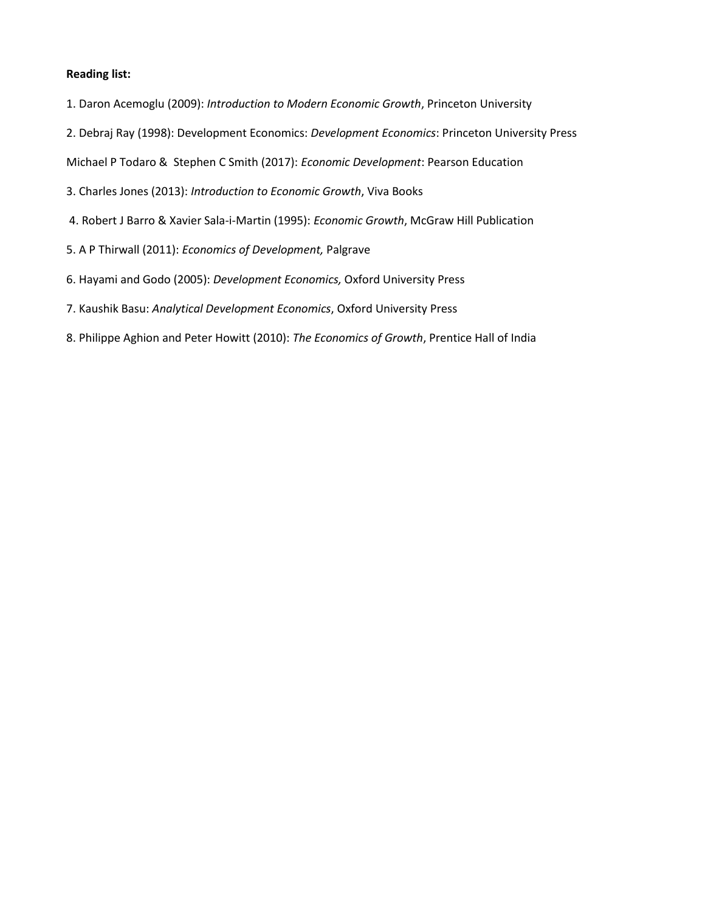**Reading list:**

1. Daron Acemoglu (2009): *Introduction to Modern Economic Growth*, Princeton University

2. Debraj Ray (1998): Development Economics: *Development Economics*: Princeton University Press

Michael P Todaro & Stephen C Smith (2017): *Economic Development*: Pearson Education

3. Charles Jones (2013): *Introduction to Economic Growth*, Viva Books

4. Robert J Barro & Xavier Sala-i-Martin (1995): *Economic Growth*, McGraw Hill Publication

5. A P Thirwall (2011): *Economics of Development,* Palgrave

6. Hayami and Godo (2005): *Development Economics,* Oxford University Press

7. Kaushik Basu: *Analytical Development Economics*, Oxford University Press

8. Philippe Aghion and Peter Howitt (2010): *The Economics of Growth*, Prentice Hall of India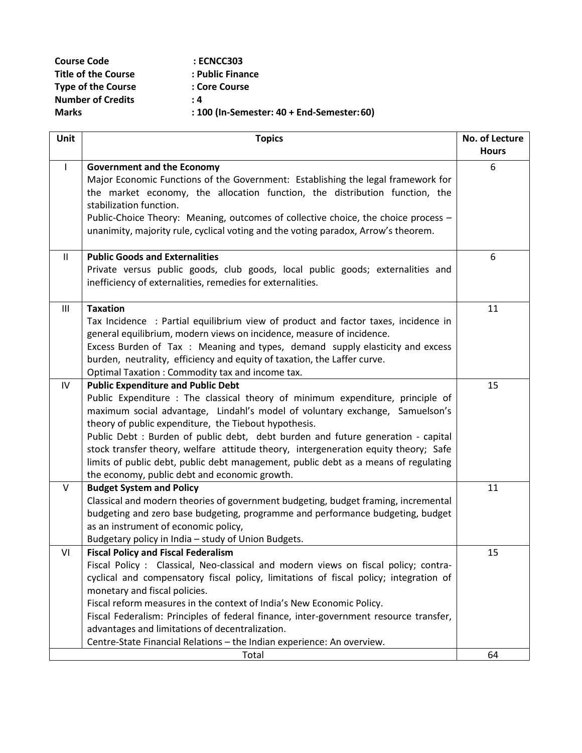**Course Code** : **ECNCC303**
**Title of the Course** : **Public Finance**
**Type of the Course** : **Core Course**
**Number of Credits** : **4**
**Marks** : **100 (In-Semester: 40 + End-Semester: 60)**

| Unit | Topics | No. of Lecture Hours |
|---|---|---|
| I | **Government and the Economy**<br>Major Economic Functions of the Government: Establishing the legal framework for the market economy, the allocation function, the distribution function, the stabilization function.<br>Public-Choice Theory: Meaning, outcomes of collective choice, the choice process – unanimity, majority rule, cyclical voting and the voting paradox, Arrow's theorem. | 6 |
| II | **Public Goods and Externalities**<br>Private versus public goods, club goods, local public goods; externalities and inefficiency of externalities, remedies for externalities. | 6 |
| III | **Taxation**<br>Tax Incidence : Partial equilibrium view of product and factor taxes, incidence in general equilibrium, modern views on incidence, measure of incidence.<br>Excess Burden of Tax : Meaning and types, demand supply elasticity and excess burden, neutrality, efficiency and equity of taxation, the Laffer curve.<br>Optimal Taxation : Commodity tax and income tax. | 11 |
| IV | **Public Expenditure and Public Debt**<br>Public Expenditure : The classical theory of minimum expenditure, principle of maximum social advantage, Lindahl's model of voluntary exchange, Samuelson's theory of public expenditure, the Tiebout hypothesis.<br>Public Debt : Burden of public debt, debt burden and future generation - capital stock transfer theory, welfare attitude theory, intergeneration equity theory; Safe limits of public debt, public debt management, public debt as a means of regulating the economy, public debt and economic growth. | 15 |
| V | **Budget System and Policy**<br>Classical and modern theories of government budgeting, budget framing, incremental budgeting and zero base budgeting, programme and performance budgeting, budget as an instrument of economic policy,<br>Budgetary policy in India – study of Union Budgets. | 11 |
| VI | **Fiscal Policy and Fiscal Federalism**<br>Fiscal Policy : Classical, Neo-classical and modern views on fiscal policy; contra-cyclical and compensatory fiscal policy, limitations of fiscal policy; integration of monetary and fiscal policies.<br>Fiscal reform measures in the context of India's New Economic Policy.<br>Fiscal Federalism: Principles of federal finance, inter-government resource transfer, advantages and limitations of decentralization.<br>Centre-State Financial Relations – the Indian experience: An overview. | 15 |
| | Total | 64 |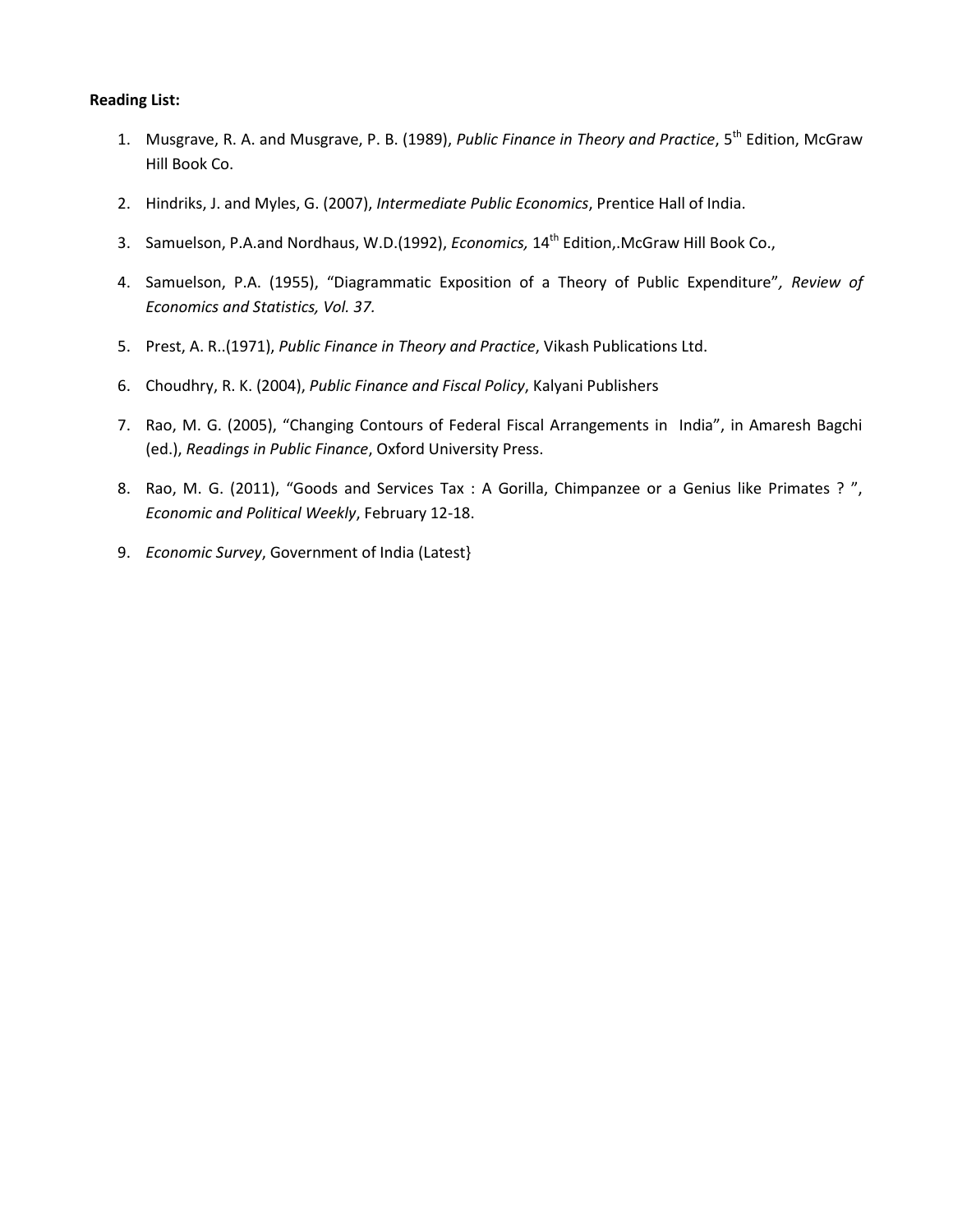**Reading List:**

1. Musgrave, R. A. and Musgrave, P. B. (1989), *Public Finance in Theory and Practice*, 5th Edition, McGraw Hill Book Co.

2. Hindriks, J. and Myles, G. (2007), *Intermediate Public Economics*, Prentice Hall of India.

3. Samuelson, P.A.and Nordhaus, W.D.(1992), *Economics,* 14th Edition,.McGraw Hill Book Co.,

4. Samuelson, P.A. (1955), "Diagrammatic Exposition of a Theory of Public Expenditure"*, Review of Economics and Statistics, Vol. 37.*

5. Prest, A. R..(1971), *Public Finance in Theory and Practice*, Vikash Publications Ltd.

6. Choudhry, R. K. (2004), *Public Finance and Fiscal Policy*, Kalyani Publishers

7. Rao, M. G. (2005), "Changing Contours of Federal Fiscal Arrangements in India", in Amaresh Bagchi (ed.), *Readings in Public Finance*, Oxford University Press.

8. Rao, M. G. (2011), "Goods and Services Tax : A Gorilla, Chimpanzee or a Genius like Primates ? ", *Economic and Political Weekly*, February 12-18.

9. *Economic Survey*, Government of India (Latest}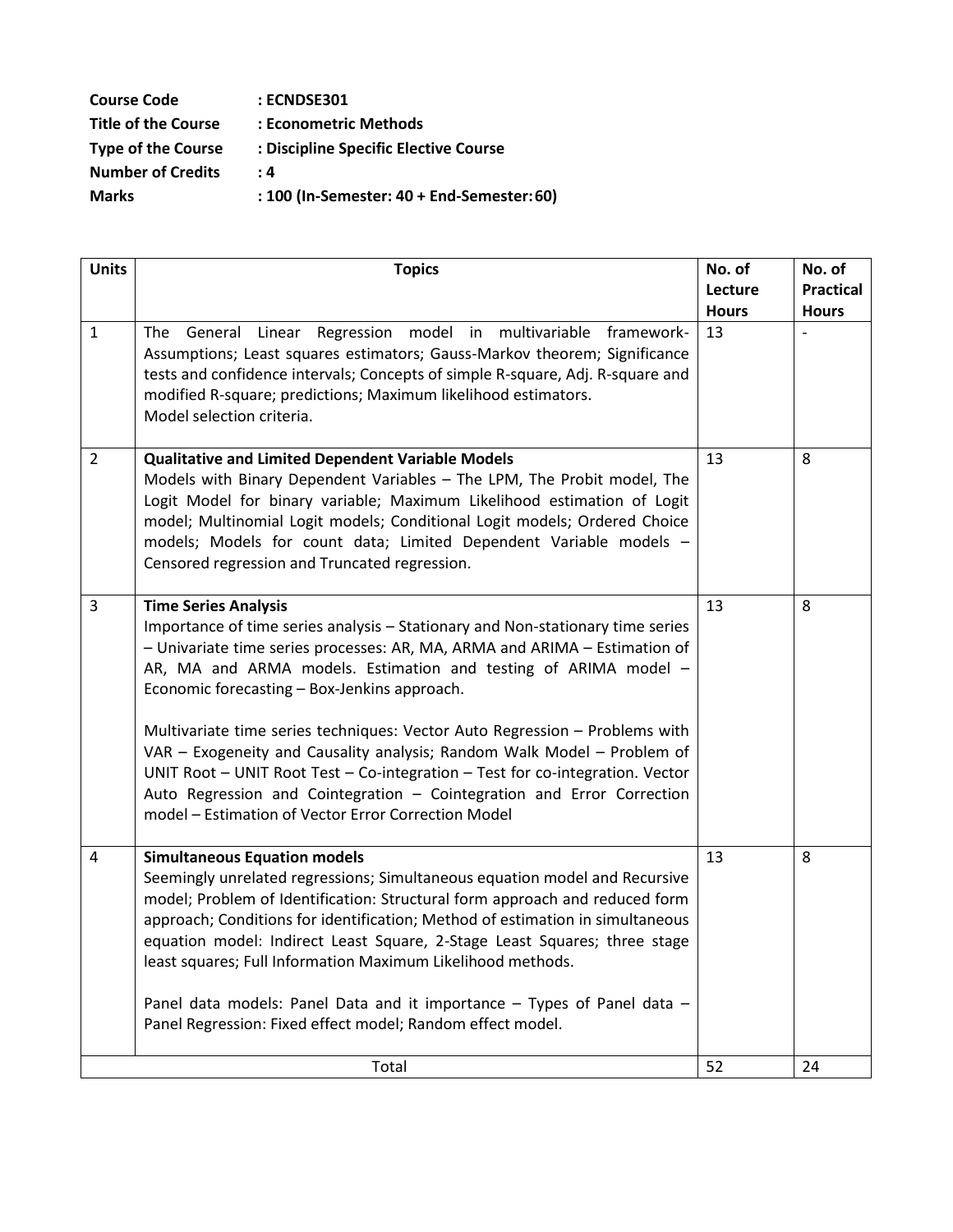**Course Code** : **ECNDSE301**
**Title of the Course** : **Econometric Methods**
**Type of the Course** : **Discipline Specific Elective Course**
**Number of Credits** : **4**
**Marks** : **100 (In-Semester: 40 + End-Semester: 60)**

| Units | Topics | No. of Lecture Hours | No. of Practical Hours |
|---|---|---|---|
| 1 | The General Linear Regression model in multivariable framework- Assumptions; Least squares estimators; Gauss-Markov theorem; Significance tests and confidence intervals; Concepts of simple R-square, Adj. R-square and modified R-square; predictions; Maximum likelihood estimators. Model selection criteria. | 13 | - |
| 2 | **Qualitative and Limited Dependent Variable Models** Models with Binary Dependent Variables – The LPM, The Probit model, The Logit Model for binary variable; Maximum Likelihood estimation of Logit model; Multinomial Logit models; Conditional Logit models; Ordered Choice models; Models for count data; Limited Dependent Variable models – Censored regression and Truncated regression. | 13 | 8 |
| 3 | **Time Series Analysis** Importance of time series analysis – Stationary and Non-stationary time series – Univariate time series processes: AR, MA, ARMA and ARIMA – Estimation of AR, MA and ARMA models. Estimation and testing of ARIMA model – Economic forecasting – Box-Jenkins approach. <br><br> Multivariate time series techniques: Vector Auto Regression – Problems with VAR – Exogeneity and Causality analysis; Random Walk Model – Problem of UNIT Root – UNIT Root Test – Co-integration – Test for co-integration. Vector Auto Regression and Cointegration – Cointegration and Error Correction model – Estimation of Vector Error Correction Model | 13 | 8 |
| 4 | **Simultaneous Equation models** Seemingly unrelated regressions; Simultaneous equation model and Recursive model; Problem of Identification: Structural form approach and reduced form approach; Conditions for identification; Method of estimation in simultaneous equation model: Indirect Least Square, 2-Stage Least Squares; three stage least squares; Full Information Maximum Likelihood methods. <br><br> Panel data models: Panel Data and it importance – Types of Panel data – Panel Regression: Fixed effect model; Random effect model. | 13 | 8 |
| Total | | 52 | 24 |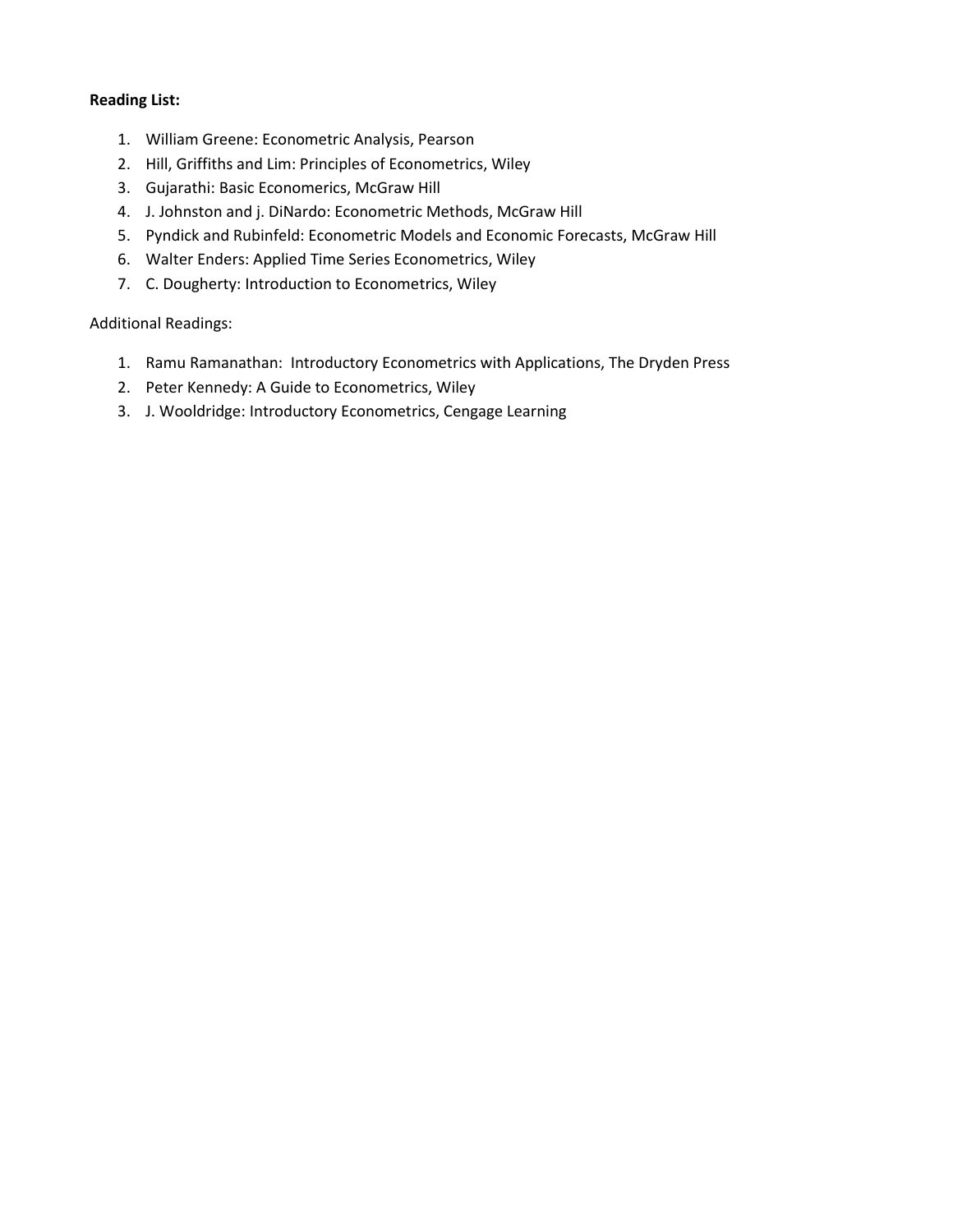**Reading List:**

1. William Greene: Econometric Analysis, Pearson
2. Hill, Griffiths and Lim: Principles of Econometrics, Wiley
3. Gujarathi: Basic Economerics, McGraw Hill
4. J. Johnston and j. DiNardo: Econometric Methods, McGraw Hill
5. Pyndick and Rubinfeld: Econometric Models and Economic Forecasts, McGraw Hill
6. Walter Enders: Applied Time Series Econometrics, Wiley
7. C. Dougherty: Introduction to Econometrics, Wiley

Additional Readings:

1. Ramu Ramanathan: Introductory Econometrics with Applications, The Dryden Press
2. Peter Kennedy: A Guide to Econometrics, Wiley
3. J. Wooldridge: Introductory Econometrics, Cengage Learning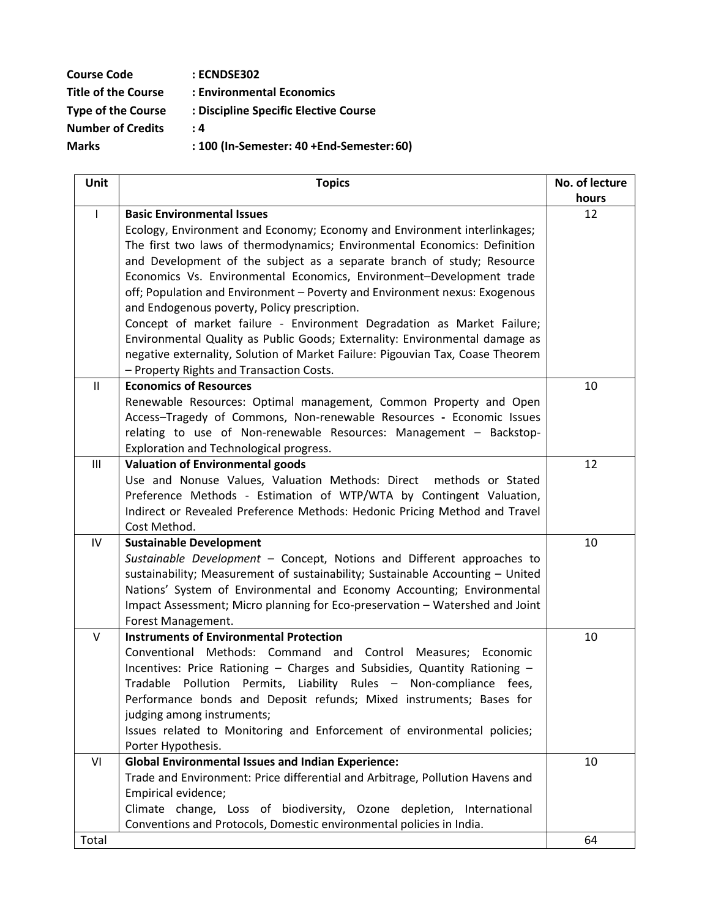**Course Code** : **ECNDSE302**
**Title of the Course** : **Environmental Economics**
**Type of the Course** : **Discipline Specific Elective Course**
**Number of Credits** : **4**
**Marks** : **100 (In-Semester: 40 +End-Semester: 60)**

| Unit | Topics | No. of lecture hours |
|---|---|---|
| I | **Basic Environmental Issues**<br>Ecology, Environment and Economy; Economy and Environment interlinkages; The first two laws of thermodynamics; Environmental Economics: Definition and Development of the subject as a separate branch of study; Resource Economics Vs. Environmental Economics, Environment–Development trade off; Population and Environment – Poverty and Environment nexus: Exogenous and Endogenous poverty, Policy prescription.<br>Concept of market failure - Environment Degradation as Market Failure; Environmental Quality as Public Goods; Externality: Environmental damage as negative externality, Solution of Market Failure: Pigouvian Tax, Coase Theorem – Property Rights and Transaction Costs. | 12 |
| II | **Economics of Resources**<br>Renewable Resources: Optimal management, Common Property and Open Access–Tragedy of Commons, Non-renewable Resources **-** Economic Issues relating to use of Non-renewable Resources: Management – Backstop-Exploration and Technological progress. | 10 |
| III | **Valuation of Environmental goods**<br>Use and Nonuse Values, Valuation Methods: Direct methods or Stated Preference Methods - Estimation of WTP/WTA by Contingent Valuation, Indirect or Revealed Preference Methods: Hedonic Pricing Method and Travel Cost Method. | 12 |
| IV | **Sustainable Development**<br>*Sustainable Development* – Concept, Notions and Different approaches to sustainability; Measurement of sustainability; Sustainable Accounting – United Nations' System of Environmental and Economy Accounting; Environmental Impact Assessment; Micro planning for Eco-preservation – Watershed and Joint Forest Management. | 10 |
| V | **Instruments of Environmental Protection**<br>Conventional Methods: Command and Control Measures; Economic Incentives: Price Rationing – Charges and Subsidies, Quantity Rationing – Tradable Pollution Permits, Liability Rules – Non-compliance fees, Performance bonds and Deposit refunds; Mixed instruments; Bases for judging among instruments;<br>Issues related to Monitoring and Enforcement of environmental policies; Porter Hypothesis. | 10 |
| VI | **Global Environmental Issues and Indian Experience:**<br>Trade and Environment: Price differential and Arbitrage, Pollution Havens and Empirical evidence;<br>Climate change, Loss of biodiversity, Ozone depletion, International Conventions and Protocols, Domestic environmental policies in India. | 10 |
| Total | | 64 |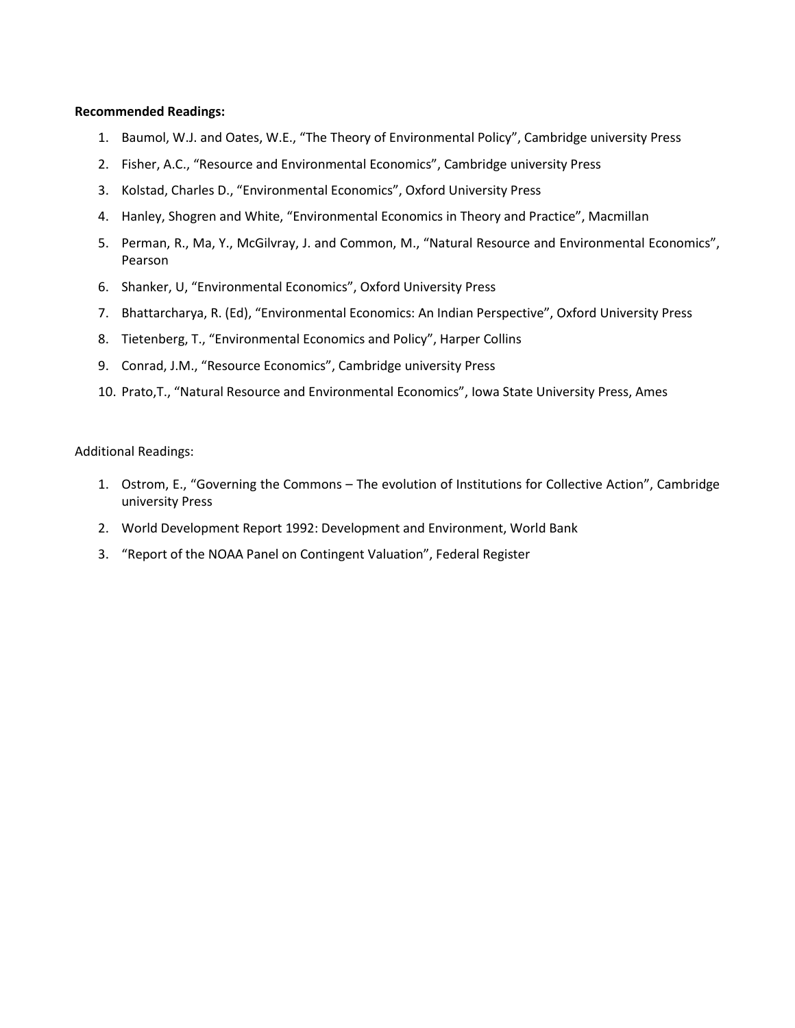**Recommended Readings:**

1. Baumol, W.J. and Oates, W.E., "The Theory of Environmental Policy", Cambridge university Press
2. Fisher, A.C., "Resource and Environmental Economics", Cambridge university Press
3. Kolstad, Charles D., "Environmental Economics", Oxford University Press
4. Hanley, Shogren and White, "Environmental Economics in Theory and Practice", Macmillan
5. Perman, R., Ma, Y., McGilvray, J. and Common, M., "Natural Resource and Environmental Economics", Pearson
6. Shanker, U, "Environmental Economics", Oxford University Press
7. Bhattarcharya, R. (Ed), "Environmental Economics: An Indian Perspective", Oxford University Press
8. Tietenberg, T., "Environmental Economics and Policy", Harper Collins
9. Conrad, J.M., "Resource Economics", Cambridge university Press
10. Prato,T., "Natural Resource and Environmental Economics", Iowa State University Press, Ames

Additional Readings:

1. Ostrom, E., "Governing the Commons – The evolution of Institutions for Collective Action", Cambridge university Press
2. World Development Report 1992: Development and Environment, World Bank
3. "Report of the NOAA Panel on Contingent Valuation", Federal Register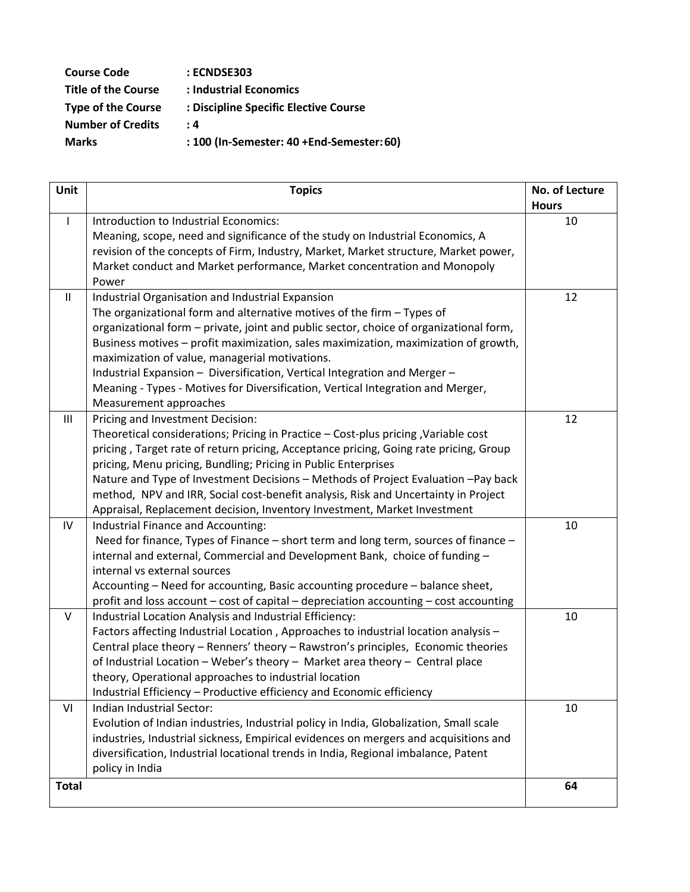**Course Code** : **ECNDSE303**
**Title of the Course** : **Industrial Economics**
**Type of the Course** : **Discipline Specific Elective Course**
**Number of Credits** : **4**
**Marks** : **100 (In-Semester: 40 +End-Semester: 60)**

| Unit | Topics | No. of Lecture Hours |
|---|---|---|
| I | Introduction to Industrial Economics: Meaning, scope, need and significance of the study on Industrial Economics, A revision of the concepts of Firm, Industry, Market, Market structure, Market power, Market conduct and Market performance, Market concentration and Monopoly Power | 10 |
| II | Industrial Organisation and Industrial Expansion The organizational form and alternative motives of the firm – Types of organizational form – private, joint and public sector, choice of organizational form, Business motives – profit maximization, sales maximization, maximization of growth, maximization of value, managerial motivations. Industrial Expansion – Diversification, Vertical Integration and Merger – Meaning - Types - Motives for Diversification, Vertical Integration and Merger, Measurement approaches | 12 |
| III | Pricing and Investment Decision: Theoretical considerations; Pricing in Practice – Cost-plus pricing ,Variable cost pricing , Target rate of return pricing, Acceptance pricing, Going rate pricing, Group pricing, Menu pricing, Bundling; Pricing in Public Enterprises Nature and Type of Investment Decisions – Methods of Project Evaluation –Pay back method, NPV and IRR, Social cost-benefit analysis, Risk and Uncertainty in Project Appraisal, Replacement decision, Inventory Investment, Market Investment | 12 |
| IV | Industrial Finance and Accounting: Need for finance, Types of Finance – short term and long term, sources of finance – internal and external, Commercial and Development Bank, choice of funding – internal vs external sources Accounting – Need for accounting, Basic accounting procedure – balance sheet, profit and loss account – cost of capital – depreciation accounting – cost accounting | 10 |
| V | Industrial Location Analysis and Industrial Efficiency: Factors affecting Industrial Location , Approaches to industrial location analysis – Central place theory – Renners' theory – Rawstron's principles, Economic theories of Industrial Location – Weber's theory – Market area theory – Central place theory, Operational approaches to industrial location Industrial Efficiency – Productive efficiency and Economic efficiency | 10 |
| VI | Indian Industrial Sector: Evolution of Indian industries, Industrial policy in India, Globalization, Small scale industries, Industrial sickness, Empirical evidences on mergers and acquisitions and diversification, Industrial locational trends in India, Regional imbalance, Patent policy in India | 10 |
| **Total** | | **64** |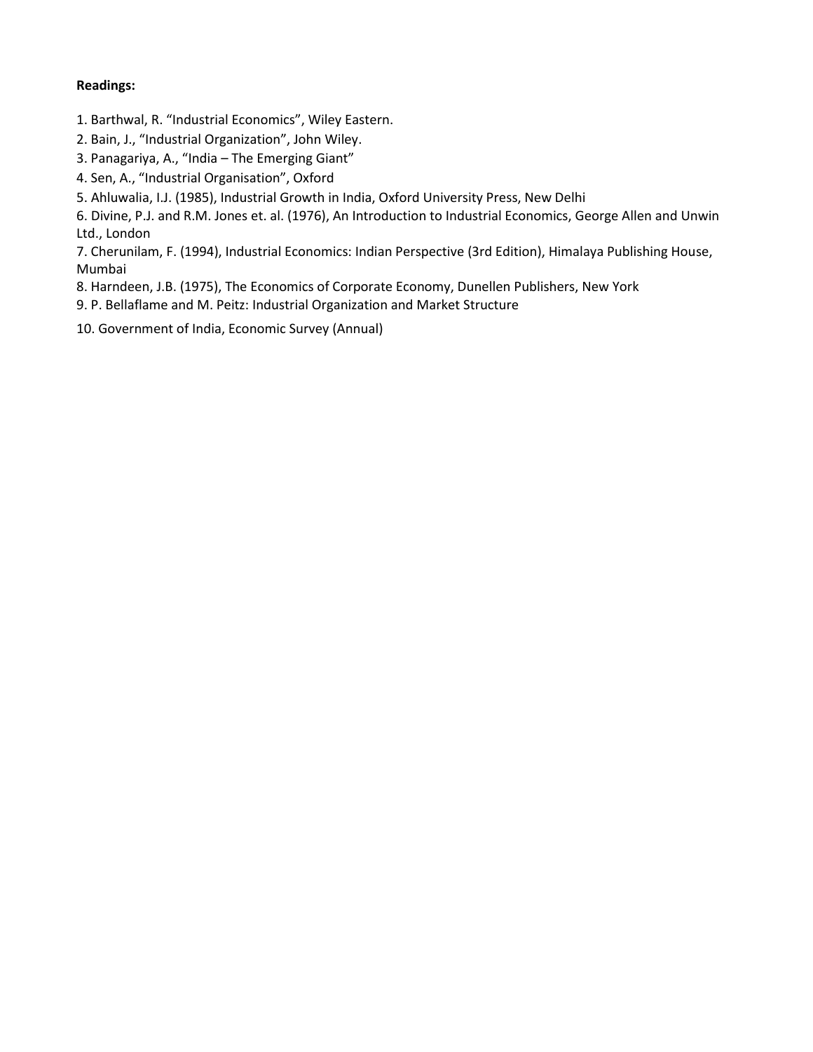**Readings:**

1. Barthwal, R. "Industrial Economics", Wiley Eastern.
2. Bain, J., "Industrial Organization", John Wiley.
3. Panagariya, A., "India – The Emerging Giant"
4. Sen, A., "Industrial Organisation", Oxford
5. Ahluwalia, I.J. (1985), Industrial Growth in India, Oxford University Press, New Delhi
6. Divine, P.J. and R.M. Jones et. al. (1976), An Introduction to Industrial Economics, George Allen and Unwin Ltd., London
7. Cherunilam, F. (1994), Industrial Economics: Indian Perspective (3rd Edition), Himalaya Publishing House, Mumbai
8. Harndeen, J.B. (1975), The Economics of Corporate Economy, Dunellen Publishers, New York
9. P. Bellaflame and M. Peitz: Industrial Organization and Market Structure
10. Government of India, Economic Survey (Annual)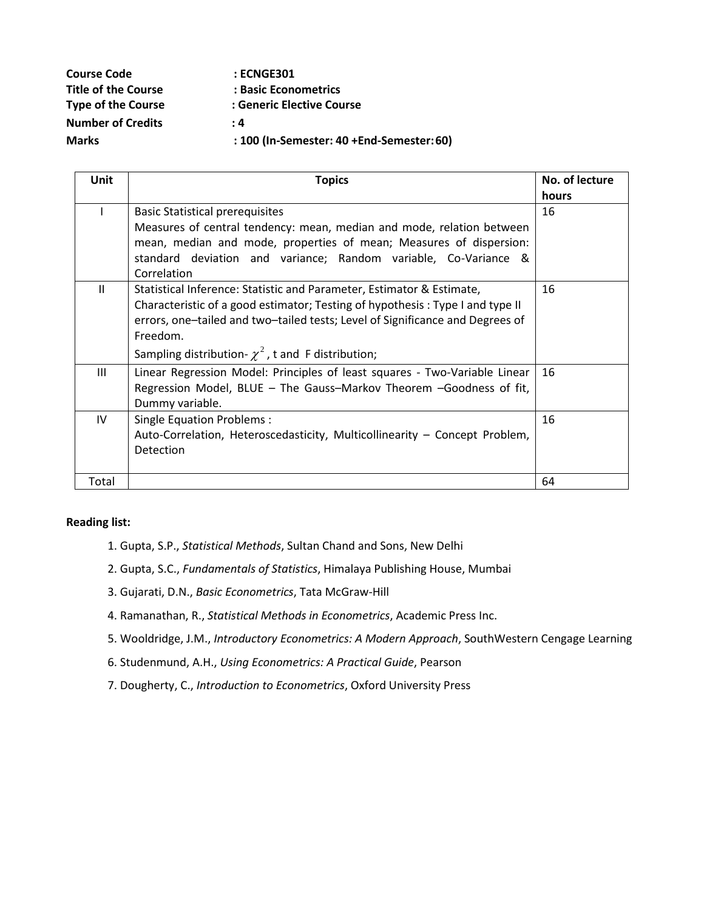**Course Code** : **ECNGE301**
**Title of the Course** : **Basic Econometrics**
**Type of the Course** : **Generic Elective Course**
**Number of Credits** : **4**
**Marks** : **100 (In-Semester: 40 +End-Semester: 60)**

| Unit | Topics | No. of lecture hours |
|---|---|---|
| I | Basic Statistical prerequisites<br>Measures of central tendency: mean, median and mode, relation between mean, median and mode, properties of mean; Measures of dispersion: standard deviation and variance; Random variable, Co-Variance & Correlation | 16 |
| II | Statistical Inference: Statistic and Parameter, Estimator & Estimate, Characteristic of a good estimator; Testing of hypothesis : Type I and type II errors, one–tailed and two–tailed tests; Level of Significance and Degrees of Freedom.<br>Sampling distribution- $\chi^2$, t and F distribution; | 16 |
| III | Linear Regression Model: Principles of least squares - Two-Variable Linear Regression Model, BLUE – The Gauss–Markov Theorem –Goodness of fit, Dummy variable. | 16 |
| IV | Single Equation Problems :<br>Auto-Correlation, Heteroscedasticity, Multicollinearity – Concept Problem, Detection | 16 |
| Total | | 64 |

**Reading list:**

1. Gupta, S.P., *Statistical Methods*, Sultan Chand and Sons, New Delhi
2. Gupta, S.C., *Fundamentals of Statistics*, Himalaya Publishing House, Mumbai
3. Gujarati, D.N., *Basic Econometrics*, Tata McGraw-Hill
4. Ramanathan, R., *Statistical Methods in Econometrics*, Academic Press Inc.
5. Wooldridge, J.M., *Introductory Econometrics: A Modern Approach*, SouthWestern Cengage Learning
6. Studenmund, A.H., *Using Econometrics: A Practical Guide*, Pearson
7. Dougherty, C., *Introduction to Econometrics*, Oxford University Press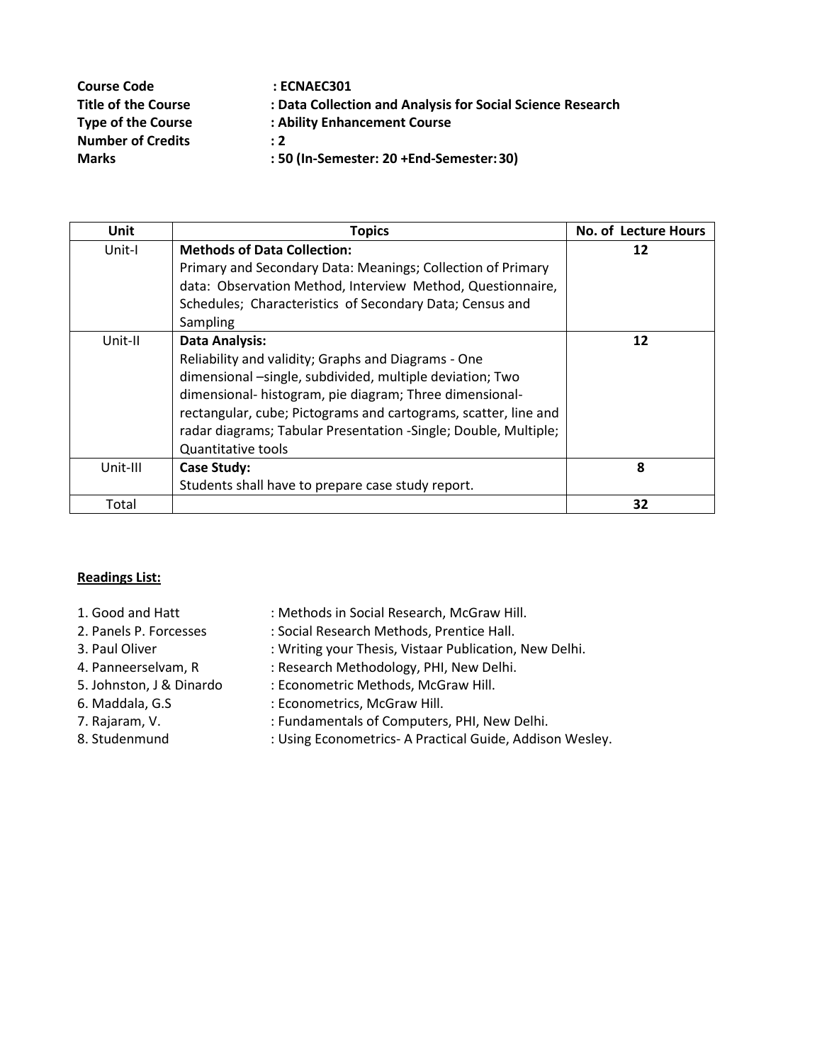**Course Code** : **ECNAEC301**
**Title of the Course** : **Data Collection and Analysis for Social Science Research**
**Type of the Course** : **Ability Enhancement Course**
**Number of Credits** : **2**
**Marks** : **50 (In-Semester: 20 +End-Semester: 30)**

| Unit | Topics | No. of Lecture Hours |
|---|---|---|
| Unit-I | **Methods of Data Collection:** Primary and Secondary Data: Meanings; Collection of Primary data: Observation Method, Interview Method, Questionnaire, Schedules; Characteristics of Secondary Data; Census and Sampling | **12** |
| Unit-II | **Data Analysis:** Reliability and validity; Graphs and Diagrams - One dimensional –single, subdivided, multiple deviation; Two dimensional- histogram, pie diagram; Three dimensional- rectangular, cube; Pictograms and cartograms, scatter, line and radar diagrams; Tabular Presentation -Single; Double, Multiple; Quantitative tools | **12** |
| Unit-III | **Case Study:** Students shall have to prepare case study report. | **8** |
| Total | | **32** |

**Readings List:**

1. Good and Hatt : Methods in Social Research, McGraw Hill.
2. Panels P. Forcesses : Social Research Methods, Prentice Hall.
3. Paul Oliver : Writing your Thesis, Vistaar Publication, New Delhi.
4. Panneerselvam, R : Research Methodology, PHI, New Delhi.
5. Johnston, J & Dinardo : Econometric Methods, McGraw Hill.
6. Maddala, G.S : Econometrics, McGraw Hill.
7. Rajaram, V. : Fundamentals of Computers, PHI, New Delhi.
8. Studenmund : Using Econometrics- A Practical Guide, Addison Wesley.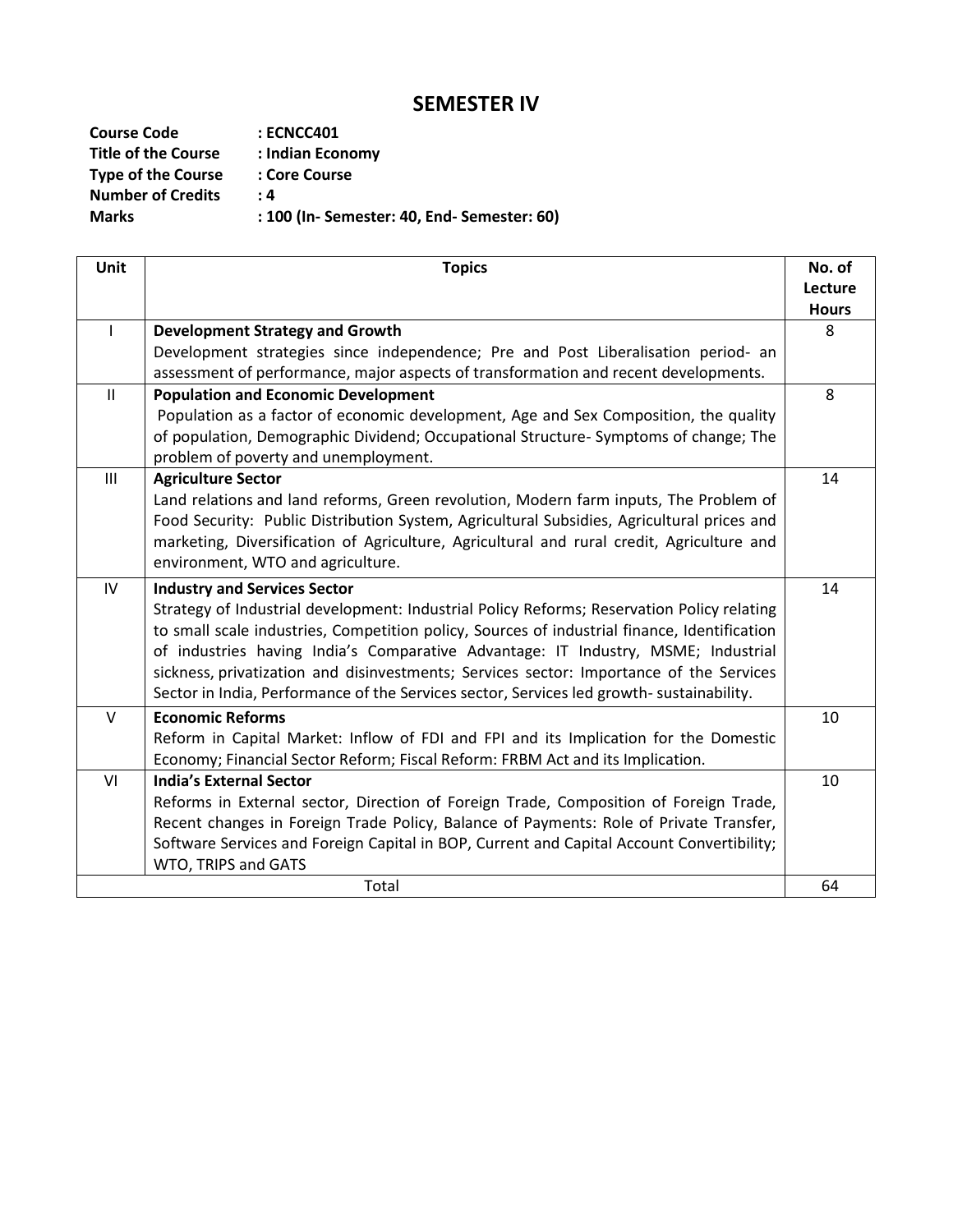# SEMESTER IV

**Course Code** : **ECNCC401**
**Title of the Course** : **Indian Economy**
**Type of the Course** : **Core Course**
**Number of Credits** : **4**
**Marks** : **100 (In- Semester: 40, End- Semester: 60)**

| Unit | Topics | No. of Lecture Hours |
|---|---|---|
| I | **Development Strategy and Growth**<br>Development strategies since independence; Pre and Post Liberalisation period- an assessment of performance, major aspects of transformation and recent developments. | 8 |
| II | **Population and Economic Development**<br>Population as a factor of economic development, Age and Sex Composition, the quality of population, Demographic Dividend; Occupational Structure- Symptoms of change; The problem of poverty and unemployment. | 8 |
| III | **Agriculture Sector**<br>Land relations and land reforms, Green revolution, Modern farm inputs, The Problem of Food Security: Public Distribution System, Agricultural Subsidies, Agricultural prices and marketing, Diversification of Agriculture, Agricultural and rural credit, Agriculture and environment, WTO and agriculture. | 14 |
| IV | **Industry and Services Sector**<br>Strategy of Industrial development: Industrial Policy Reforms; Reservation Policy relating to small scale industries, Competition policy, Sources of industrial finance, Identification of industries having India's Comparative Advantage: IT Industry, MSME; Industrial sickness, privatization and disinvestments; Services sector: Importance of the Services Sector in India, Performance of the Services sector, Services led growth- sustainability. | 14 |
| V | **Economic Reforms**<br>Reform in Capital Market: Inflow of FDI and FPI and its Implication for the Domestic Economy; Financial Sector Reform; Fiscal Reform: FRBM Act and its Implication. | 10 |
| VI | **India's External Sector**<br>Reforms in External sector, Direction of Foreign Trade, Composition of Foreign Trade, Recent changes in Foreign Trade Policy, Balance of Payments: Role of Private Transfer, Software Services and Foreign Capital in BOP, Current and Capital Account Convertibility; WTO, TRIPS and GATS | 10 |
| | Total | 64 |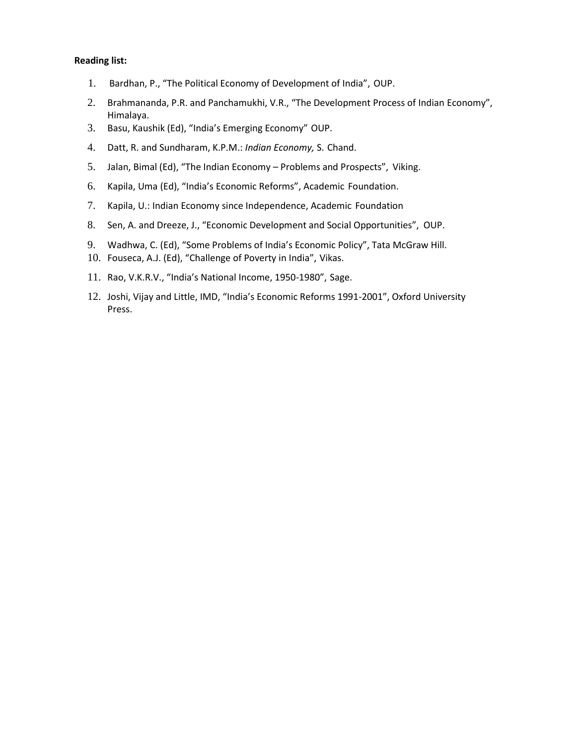**Reading list:**

1. Bardhan, P., "The Political Economy of Development of India", OUP.
2. Brahmananda, P.R. and Panchamukhi, V.R., "The Development Process of Indian Economy", Himalaya.
3. Basu, Kaushik (Ed), "India's Emerging Economy" OUP.
4. Datt, R. and Sundharam, K.P.M.: *Indian Economy,* S. Chand.
5. Jalan, Bimal (Ed), "The Indian Economy – Problems and Prospects", Viking.
6. Kapila, Uma (Ed), "India's Economic Reforms", Academic Foundation.
7. Kapila, U.: Indian Economy since Independence, Academic Foundation
8. Sen, A. and Dreeze, J., "Economic Development and Social Opportunities", OUP.
9. Wadhwa, C. (Ed), "Some Problems of India's Economic Policy", Tata McGraw Hill.
10. Fouseca, A.J. (Ed), "Challenge of Poverty in India", Vikas.
11. Rao, V.K.R.V., "India's National Income, 1950-1980", Sage.
12. Joshi, Vijay and Little, IMD, "India's Economic Reforms 1991-2001", Oxford University Press.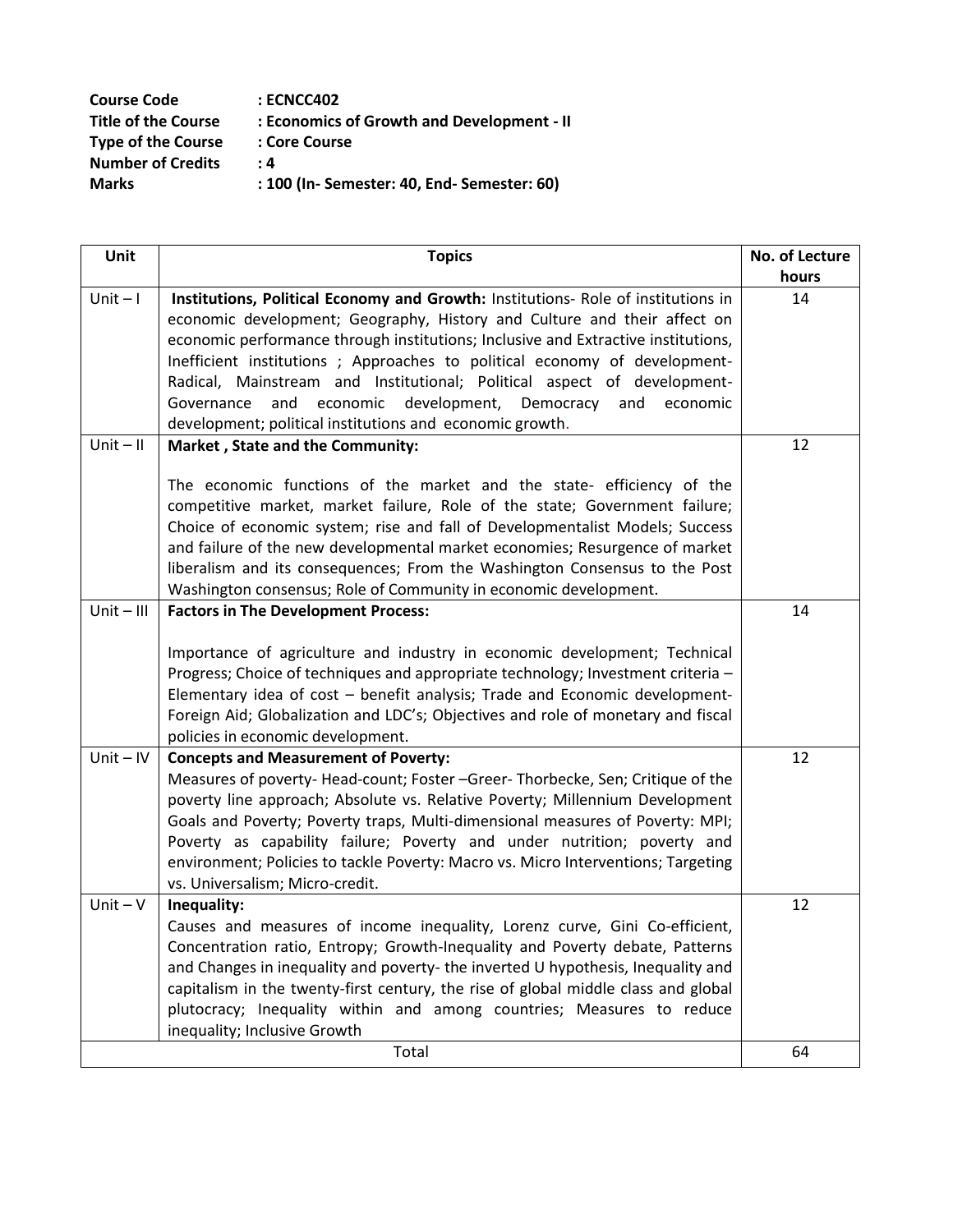**Course Code** : **ECNCC402**
**Title of the Course** : **Economics of Growth and Development - II**
**Type of the Course** : **Core Course**
**Number of Credits** : **4**
**Marks** : **100 (In- Semester: 40, End- Semester: 60)**

| Unit | Topics | No. of Lecture hours |
|---|---|---|
| Unit – I | **Institutions, Political Economy and Growth:** Institutions- Role of institutions in economic development; Geography, History and Culture and their affect on economic performance through institutions; Inclusive and Extractive institutions, Inefficient institutions ; Approaches to political economy of development- Radical, Mainstream and Institutional; Political aspect of development- Governance and economic development, Democracy and economic development; political institutions and economic growth. | 14 |
| Unit – II | **Market , State and the Community:** The economic functions of the market and the state- efficiency of the competitive market, market failure, Role of the state; Government failure; Choice of economic system; rise and fall of Developmentalist Models; Success and failure of the new developmental market economies; Resurgence of market liberalism and its consequences; From the Washington Consensus to the Post Washington consensus; Role of Community in economic development. | 12 |
| Unit – III | **Factors in The Development Process:** Importance of agriculture and industry in economic development; Technical Progress; Choice of techniques and appropriate technology; Investment criteria – Elementary idea of cost – benefit analysis; Trade and Economic development- Foreign Aid; Globalization and LDC's; Objectives and role of monetary and fiscal policies in economic development. | 14 |
| Unit – IV | **Concepts and Measurement of Poverty:** Measures of poverty- Head-count; Foster –Greer- Thorbecke, Sen; Critique of the poverty line approach; Absolute vs. Relative Poverty; Millennium Development Goals and Poverty; Poverty traps, Multi-dimensional measures of Poverty: MPI; Poverty as capability failure; Poverty and under nutrition; poverty and environment; Policies to tackle Poverty: Macro vs. Micro Interventions; Targeting vs. Universalism; Micro-credit. | 12 |
| Unit – V | **Inequality:** Causes and measures of income inequality, Lorenz curve, Gini Co-efficient, Concentration ratio, Entropy; Growth-Inequality and Poverty debate, Patterns and Changes in inequality and poverty- the inverted U hypothesis, Inequality and capitalism in the twenty-first century, the rise of global middle class and global plutocracy; Inequality within and among countries; Measures to reduce inequality; Inclusive Growth | 12 |
| Total | | 64 |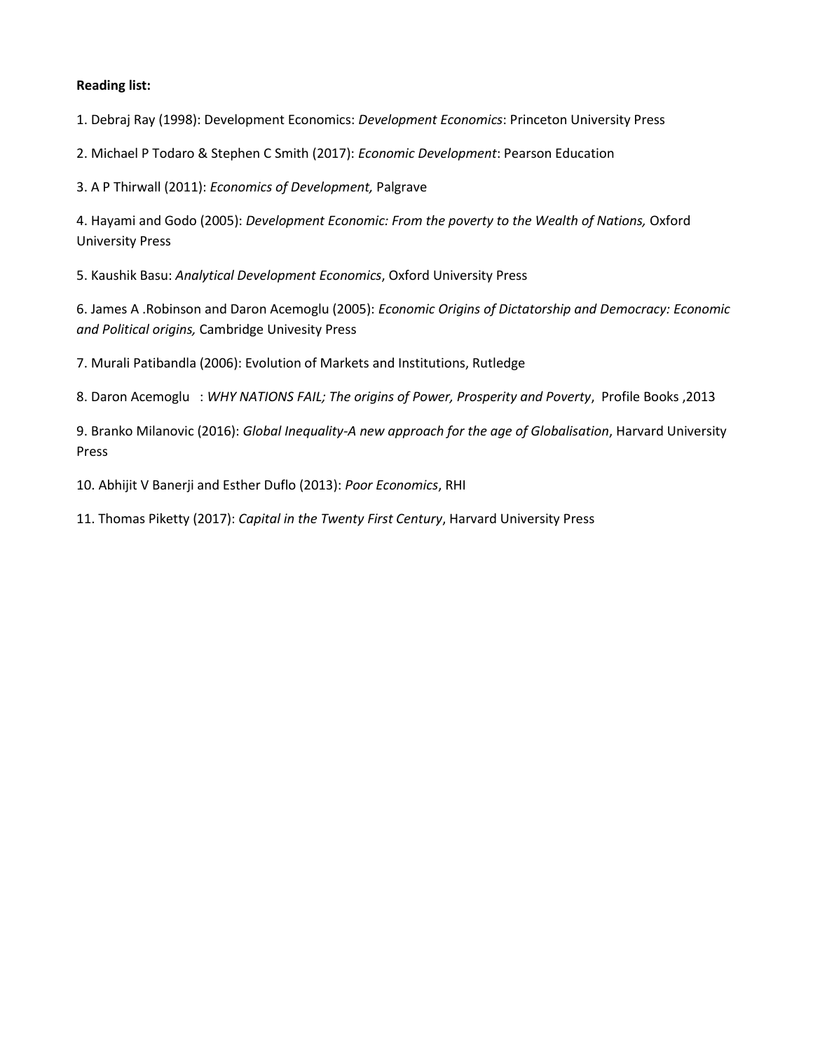**Reading list:**

1. Debraj Ray (1998): Development Economics: *Development Economics*: Princeton University Press

2. Michael P Todaro & Stephen C Smith (2017): *Economic Development*: Pearson Education

3. A P Thirwall (2011): *Economics of Development,* Palgrave

4. Hayami and Godo (2005): *Development Economic: From the poverty to the Wealth of Nations,* Oxford University Press

5. Kaushik Basu: *Analytical Development Economics*, Oxford University Press

6. James A .Robinson and Daron Acemoglu (2005): *Economic Origins of Dictatorship and Democracy: Economic and Political origins,* Cambridge Univesity Press

7. Murali Patibandla (2006): Evolution of Markets and Institutions, Rutledge

8. Daron Acemoglu : *WHY NATIONS FAIL; The origins of Power, Prosperity and Poverty*, Profile Books ,2013

9. Branko Milanovic (2016): *Global Inequality-A new approach for the age of Globalisation*, Harvard University Press

10. Abhijit V Banerji and Esther Duflo (2013): *Poor Economics*, RHI

11. Thomas Piketty (2017): *Capital in the Twenty First Century*, Harvard University Press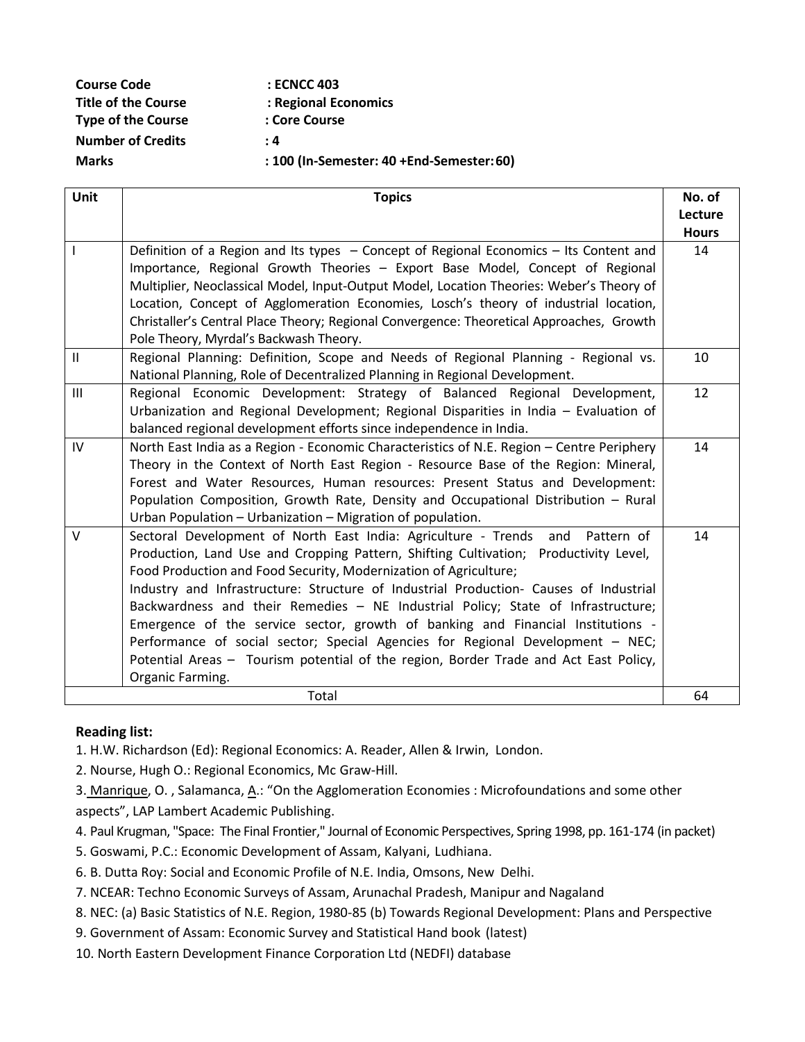**Course Code** : **ECNCC 403**
**Title of the Course** : **Regional Economics**
**Type of the Course** : **Core Course**
**Number of Credits** : **4**
**Marks** : **100 (In-Semester: 40 +End-Semester: 60)**

| Unit | Topics | No. of Lecture Hours |
|---|---|---|
| I | Definition of a Region and Its types – Concept of Regional Economics – Its Content and Importance, Regional Growth Theories – Export Base Model, Concept of Regional Multiplier, Neoclassical Model, Input-Output Model, Location Theories: Weber's Theory of Location, Concept of Agglomeration Economies, Losch's theory of industrial location, Christaller's Central Place Theory; Regional Convergence: Theoretical Approaches, Growth Pole Theory, Myrdal's Backwash Theory. | 14 |
| II | Regional Planning: Definition, Scope and Needs of Regional Planning - Regional vs. National Planning, Role of Decentralized Planning in Regional Development. | 10 |
| III | Regional Economic Development: Strategy of Balanced Regional Development, Urbanization and Regional Development; Regional Disparities in India – Evaluation of balanced regional development efforts since independence in India. | 12 |
| IV | North East India as a Region - Economic Characteristics of N.E. Region – Centre Periphery Theory in the Context of North East Region - Resource Base of the Region: Mineral, Forest and Water Resources, Human resources: Present Status and Development: Population Composition, Growth Rate, Density and Occupational Distribution – Rural Urban Population – Urbanization – Migration of population. | 14 |
| V | Sectoral Development of North East India: Agriculture - Trends and Pattern of Production, Land Use and Cropping Pattern, Shifting Cultivation; Productivity Level, Food Production and Food Security, Modernization of Agriculture; Industry and Infrastructure: Structure of Industrial Production- Causes of Industrial Backwardness and their Remedies – NE Industrial Policy; State of Infrastructure; Emergence of the service sector, growth of banking and Financial Institutions - Performance of social sector; Special Agencies for Regional Development – NEC; Potential Areas – Tourism potential of the region, Border Trade and Act East Policy, Organic Farming. | 14 |
| | Total | 64 |

**Reading list:**

1. H.W. Richardson (Ed): Regional Economics: A. Reader, Allen & Irwin, London.
2. Nourse, Hugh O.: Regional Economics, Mc Graw-Hill.
3. Manrique, O. , Salamanca, A.: "On the Agglomeration Economies : Microfoundations and some other aspects", LAP Lambert Academic Publishing.
4. Paul Krugman, "Space: The Final Frontier," Journal of Economic Perspectives, Spring 1998, pp. 161-174 (in packet)
5. Goswami, P.C.: Economic Development of Assam, Kalyani, Ludhiana.
6. B. Dutta Roy: Social and Economic Profile of N.E. India, Omsons, New Delhi.
7. NCEAR: Techno Economic Surveys of Assam, Arunachal Pradesh, Manipur and Nagaland
8. NEC: (a) Basic Statistics of N.E. Region, 1980-85 (b) Towards Regional Development: Plans and Perspective
9. Government of Assam: Economic Survey and Statistical Hand book (latest)
10. North Eastern Development Finance Corporation Ltd (NEDFI) database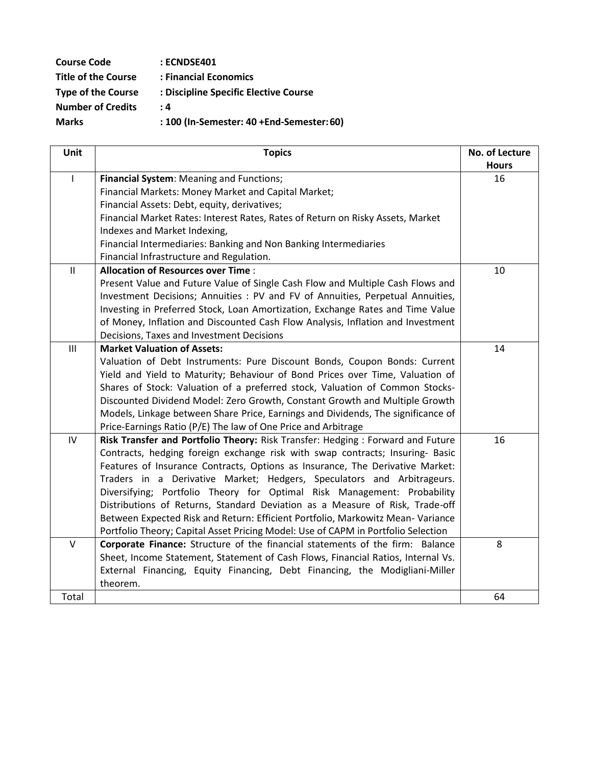**Course Code** : **ECNDSE401**
**Title of the Course** : **Financial Economics**
**Type of the Course** : **Discipline Specific Elective Course**
**Number of Credits** : **4**
**Marks** : **100 (In-Semester: 40 +End-Semester: 60)**

| Unit | Topics | No. of Lecture Hours |
|---|---|---|
| I | **Financial System**: Meaning and Functions; Financial Markets: Money Market and Capital Market; Financial Assets: Debt, equity, derivatives; Financial Market Rates: Interest Rates, Rates of Return on Risky Assets, Market Indexes and Market Indexing, Financial Intermediaries: Banking and Non Banking Intermediaries Financial Infrastructure and Regulation. | 16 |
| II | **Allocation of Resources over Time** : Present Value and Future Value of Single Cash Flow and Multiple Cash Flows and Investment Decisions; Annuities : PV and FV of Annuities, Perpetual Annuities, Investing in Preferred Stock, Loan Amortization, Exchange Rates and Time Value of Money, Inflation and Discounted Cash Flow Analysis, Inflation and Investment Decisions, Taxes and Investment Decisions | 10 |
| III | **Market Valuation of Assets:** Valuation of Debt Instruments: Pure Discount Bonds, Coupon Bonds: Current Yield and Yield to Maturity; Behaviour of Bond Prices over Time, Valuation of Shares of Stock: Valuation of a preferred stock, Valuation of Common Stocks-Discounted Dividend Model: Zero Growth, Constant Growth and Multiple Growth Models, Linkage between Share Price, Earnings and Dividends, The significance of Price-Earnings Ratio (P/E) The law of One Price and Arbitrage | 14 |
| IV | **Risk Transfer and Portfolio Theory:** Risk Transfer: Hedging : Forward and Future Contracts, hedging foreign exchange risk with swap contracts; Insuring- Basic Features of Insurance Contracts, Options as Insurance, The Derivative Market: Traders in a Derivative Market; Hedgers, Speculators and Arbitrageurs. Diversifying; Portfolio Theory for Optimal Risk Management: Probability Distributions of Returns, Standard Deviation as a Measure of Risk, Trade-off Between Expected Risk and Return: Efficient Portfolio, Markowitz Mean- Variance Portfolio Theory; Capital Asset Pricing Model: Use of CAPM in Portfolio Selection | 16 |
| V | **Corporate Finance:** Structure of the financial statements of the firm: Balance Sheet, Income Statement, Statement of Cash Flows, Financial Ratios, Internal Vs. External Financing, Equity Financing, Debt Financing, the Modigliani-Miller theorem. | 8 |
| Total | | 64 |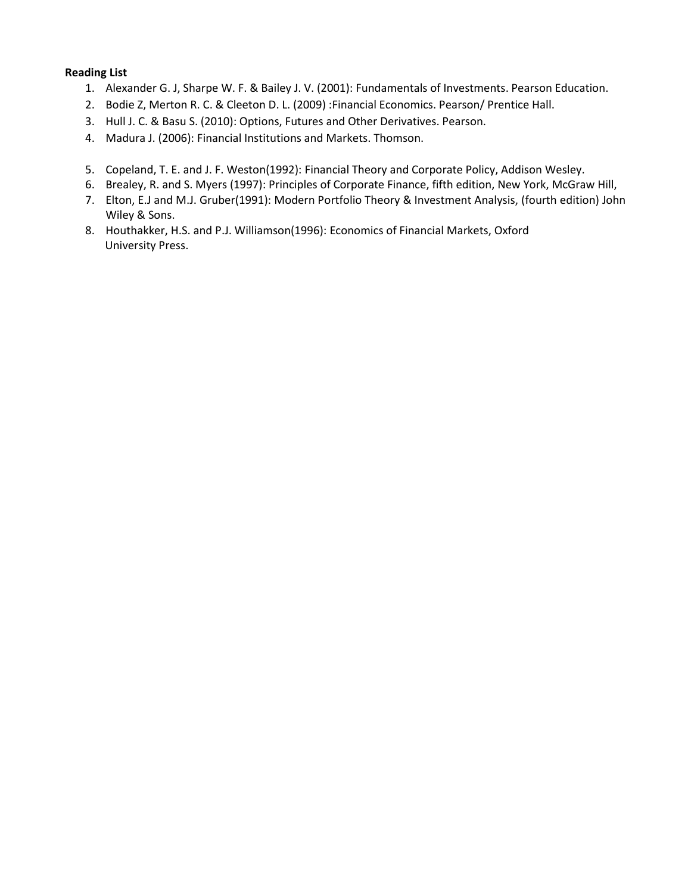**Reading List**

1. Alexander G. J, Sharpe W. F. & Bailey J. V. (2001): Fundamentals of Investments. Pearson Education.
2. Bodie Z, Merton R. C. & Cleeton D. L. (2009) :Financial Economics. Pearson/ Prentice Hall.
3. Hull J. C. & Basu S. (2010): Options, Futures and Other Derivatives. Pearson.
4. Madura J. (2006): Financial Institutions and Markets. Thomson.

5. Copeland, T. E. and J. F. Weston(1992): Financial Theory and Corporate Policy, Addison Wesley.
6. Brealey, R. and S. Myers (1997): Principles of Corporate Finance, fifth edition, New York, McGraw Hill,
7. Elton, E.J and M.J. Gruber(1991): Modern Portfolio Theory & Investment Analysis, (fourth edition) John Wiley & Sons.
8. Houthakker, H.S. and P.J. Williamson(1996): Economics of Financial Markets, Oxford University Press.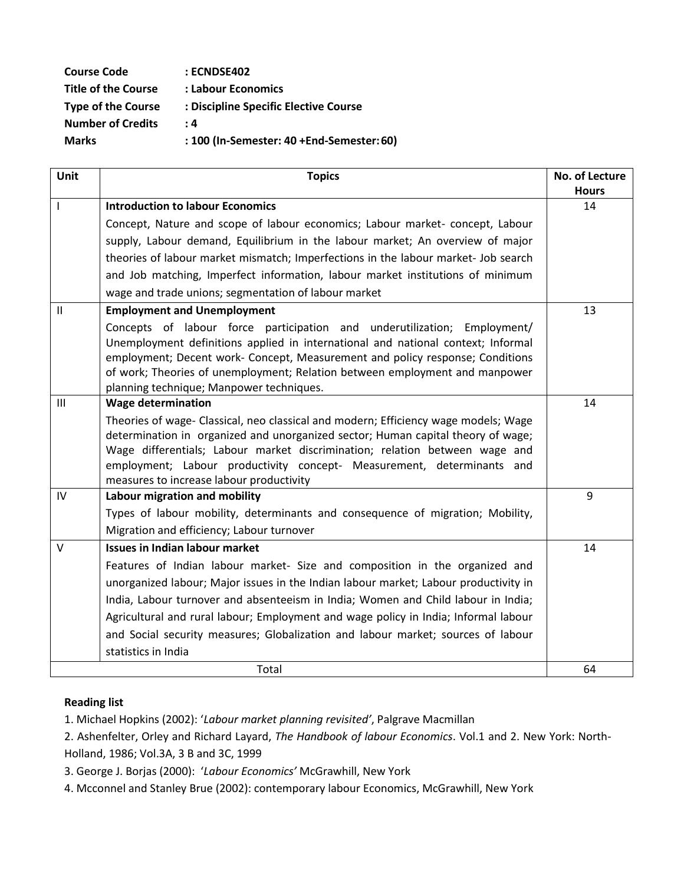**Course Code** : **ECNDSE402**
**Title of the Course** : **Labour Economics**
**Type of the Course** : **Discipline Specific Elective Course**
**Number of Credits** : **4**
**Marks** : **100 (In-Semester: 40 +End-Semester: 60)**

| Unit | Topics | No. of Lecture Hours |
|---|---|---|
| I | **Introduction to labour Economics**<br>Concept, Nature and scope of labour economics; Labour market- concept, Labour supply, Labour demand, Equilibrium in the labour market; An overview of major theories of labour market mismatch; Imperfections in the labour market- Job search and Job matching, Imperfect information, labour market institutions of minimum wage and trade unions; segmentation of labour market | 14 |
| II | **Employment and Unemployment**<br>Concepts of labour force participation and underutilization; Employment/ Unemployment definitions applied in international and national context; Informal employment; Decent work- Concept, Measurement and policy response; Conditions of work; Theories of unemployment; Relation between employment and manpower planning technique; Manpower techniques. | 13 |
| III | **Wage determination**<br>Theories of wage- Classical, neo classical and modern; Efficiency wage models; Wage determination in organized and unorganized sector; Human capital theory of wage; Wage differentials; Labour market discrimination; relation between wage and employment; Labour productivity concept- Measurement, determinants and measures to increase labour productivity | 14 |
| IV | **Labour migration and mobility**<br>Types of labour mobility, determinants and consequence of migration; Mobility, Migration and efficiency; Labour turnover | 9 |
| V | **Issues in Indian labour market**<br>Features of Indian labour market- Size and composition in the organized and unorganized labour; Major issues in the Indian labour market; Labour productivity in India, Labour turnover and absenteeism in India; Women and Child labour in India; Agricultural and rural labour; Employment and wage policy in India; Informal labour and Social security measures; Globalization and labour market; sources of labour statistics in India | 14 |
| | Total | 64 |

**Reading list**

1. Michael Hopkins (2002): '*Labour market planning revisited*', Palgrave Macmillan
2. Ashenfelter, Orley and Richard Layard, *The Handbook of labour Economics*. Vol.1 and 2. New York: North-Holland, 1986; Vol.3A, 3 B and 3C, 1999
3. George J. Borjas (2000): '*Labour Economics*' McGrawhill, New York
4. Mcconnel and Stanley Brue (2002): contemporary labour Economics, McGrawhill, New York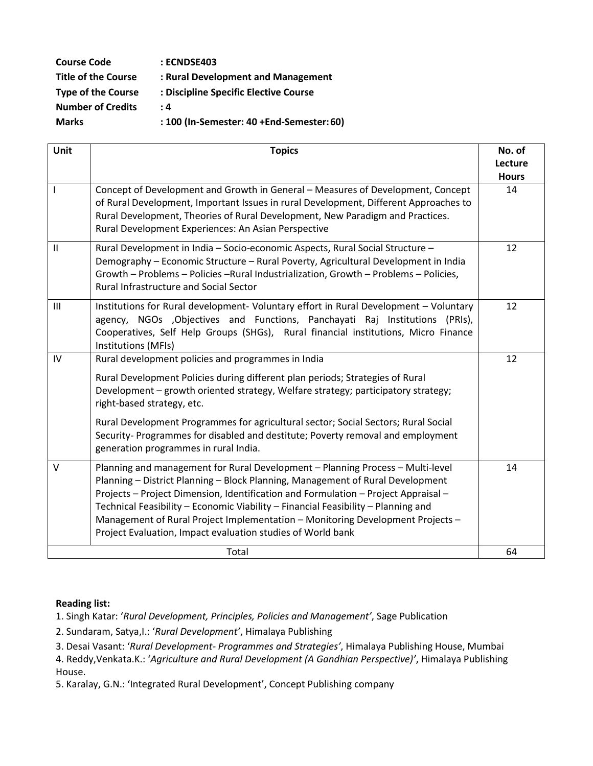**Course Code** : **ECNDSE403**
**Title of the Course** : **Rural Development and Management**
**Type of the Course** : **Discipline Specific Elective Course**
**Number of Credits** : **4**
**Marks** : **100 (In-Semester: 40 +End-Semester: 60)**

| Unit | Topics | No. of Lecture Hours |
|---|---|---|
| I | Concept of Development and Growth in General – Measures of Development, Concept of Rural Development, Important Issues in rural Development, Different Approaches to Rural Development, Theories of Rural Development, New Paradigm and Practices. Rural Development Experiences: An Asian Perspective | 14 |
| II | Rural Development in India – Socio-economic Aspects, Rural Social Structure – Demography – Economic Structure – Rural Poverty, Agricultural Development in India Growth – Problems – Policies –Rural Industrialization, Growth – Problems – Policies, Rural Infrastructure and Social Sector | 12 |
| III | Institutions for Rural development- Voluntary effort in Rural Development – Voluntary agency, NGOs ,Objectives and Functions, Panchayati Raj Institutions (PRIs), Cooperatives, Self Help Groups (SHGs), Rural financial institutions, Micro Finance Institutions (MFIs) | 12 |
| IV | Rural development policies and programmes in India<br><br>Rural Development Policies during different plan periods; Strategies of Rural Development – growth oriented strategy, Welfare strategy; participatory strategy; right-based strategy, etc.<br><br>Rural Development Programmes for agricultural sector; Social Sectors; Rural Social Security- Programmes for disabled and destitute; Poverty removal and employment generation programmes in rural India. | 12 |
| V | Planning and management for Rural Development – Planning Process – Multi-level Planning – District Planning – Block Planning, Management of Rural Development Projects – Project Dimension, Identification and Formulation – Project Appraisal – Technical Feasibility – Economic Viability – Financial Feasibility – Planning and Management of Rural Project Implementation – Monitoring Development Projects – Project Evaluation, Impact evaluation studies of World bank | 14 |
| Total | | 64 |

**Reading list:**

1. Singh Katar: '*Rural Development, Principles, Policies and Management*', Sage Publication
2. Sundaram, Satya,I.: '*Rural Development*', Himalaya Publishing
3. Desai Vasant: '*Rural Development- Programmes and Strategies*', Himalaya Publishing House, Mumbai
4. Reddy,Venkata.K.: '*Agriculture and Rural Development (A Gandhian Perspective)*', Himalaya Publishing House.
5. Karalay, G.N.: 'Integrated Rural Development', Concept Publishing company